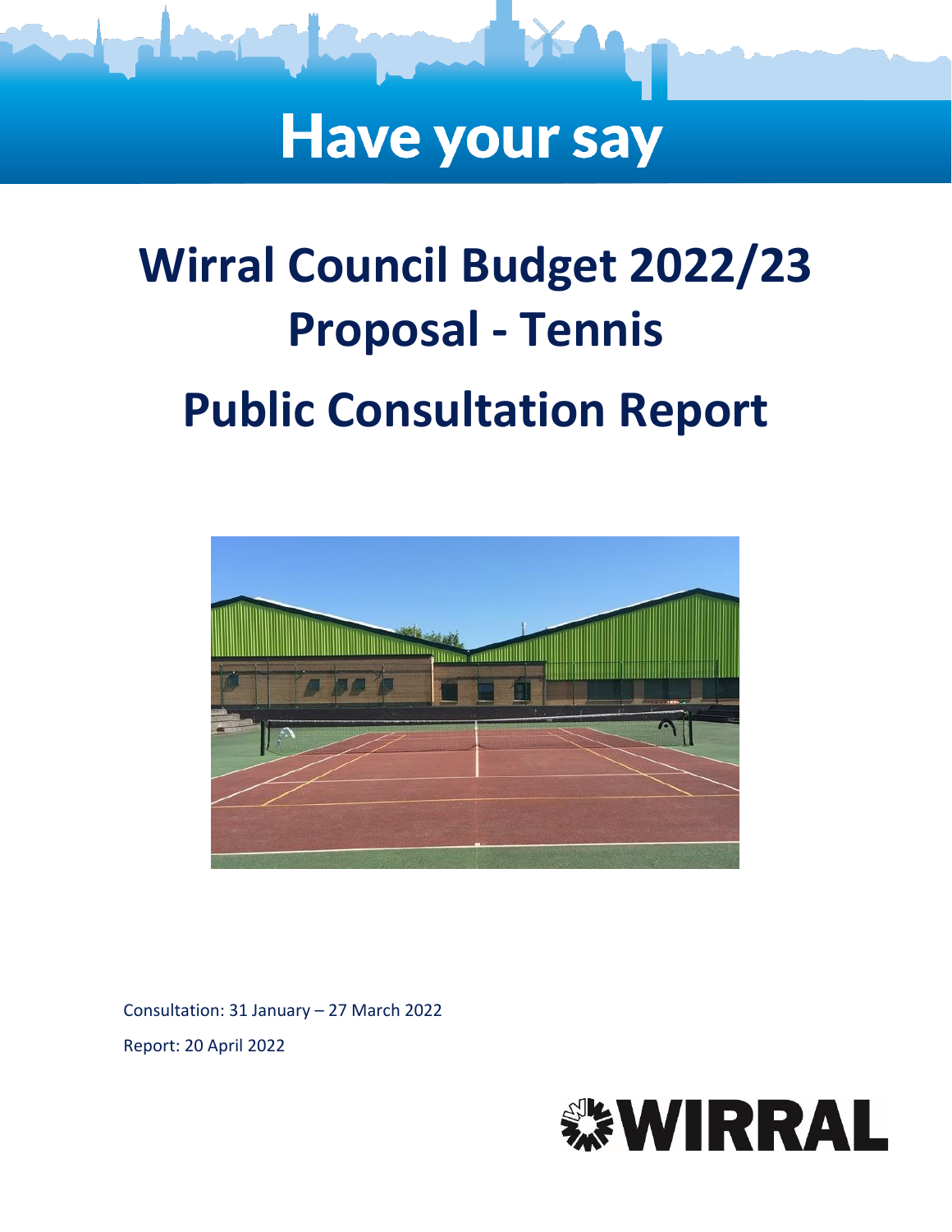# Have your say

# Wirral Council Budget 2022/23 Proposal - Tennis

# Public Consultation Report

Consultation: 31 January – 27 March 2022

Report: 20 April 2022

WIRRAL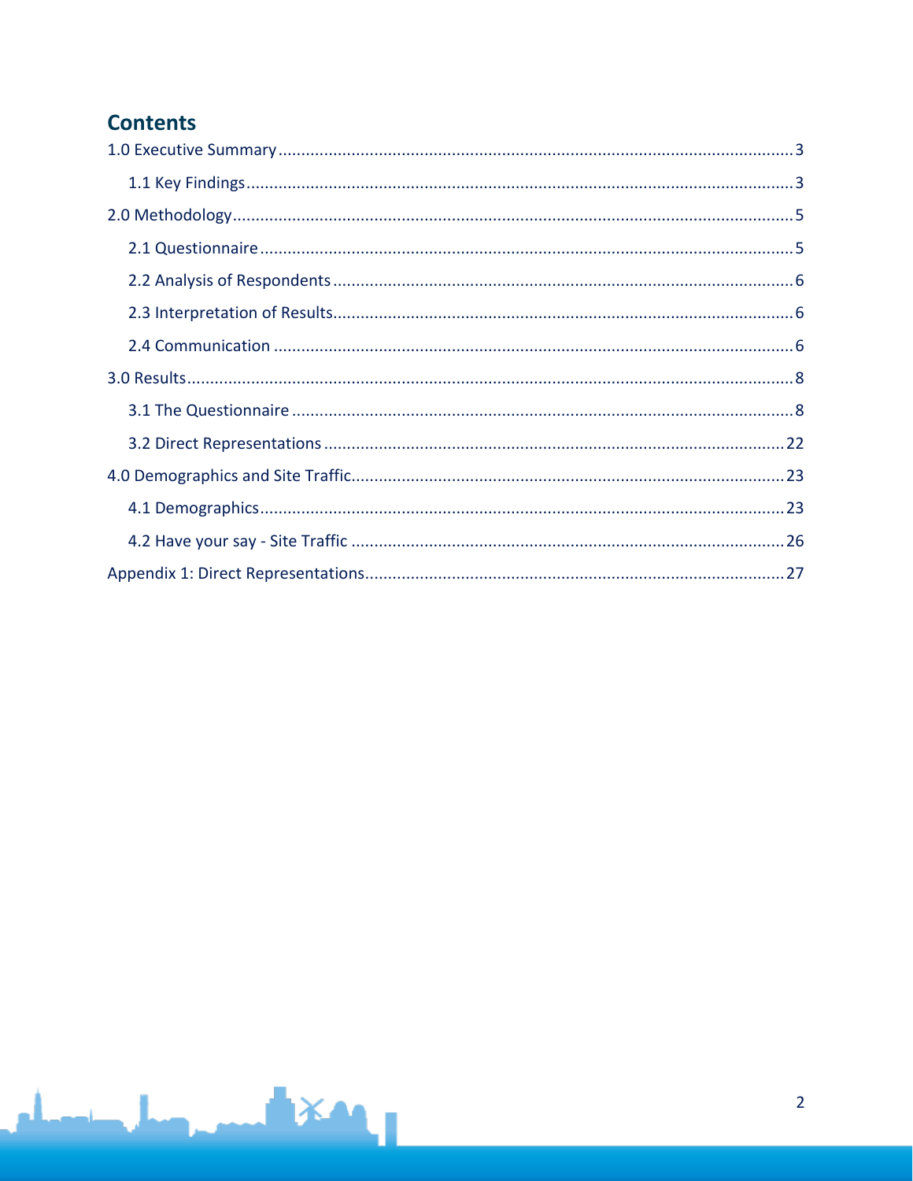## Contents

1.0 Executive Summary ..... 3

- 1.1 Key Findings ..... 3

2.0 Methodology ..... 5

- 2.1 Questionnaire ..... 5
- 2.2 Analysis of Respondents ..... 6
- 2.3 Interpretation of Results ..... 6
- 2.4 Communication ..... 6

3.0 Results ..... 8

- 3.1 The Questionnaire ..... 8
- 3.2 Direct Representations ..... 22

4.0 Demographics and Site Traffic ..... 23

- 4.1 Demographics ..... 23
- 4.2 Have your say - Site Traffic ..... 26

Appendix 1: Direct Representations ..... 27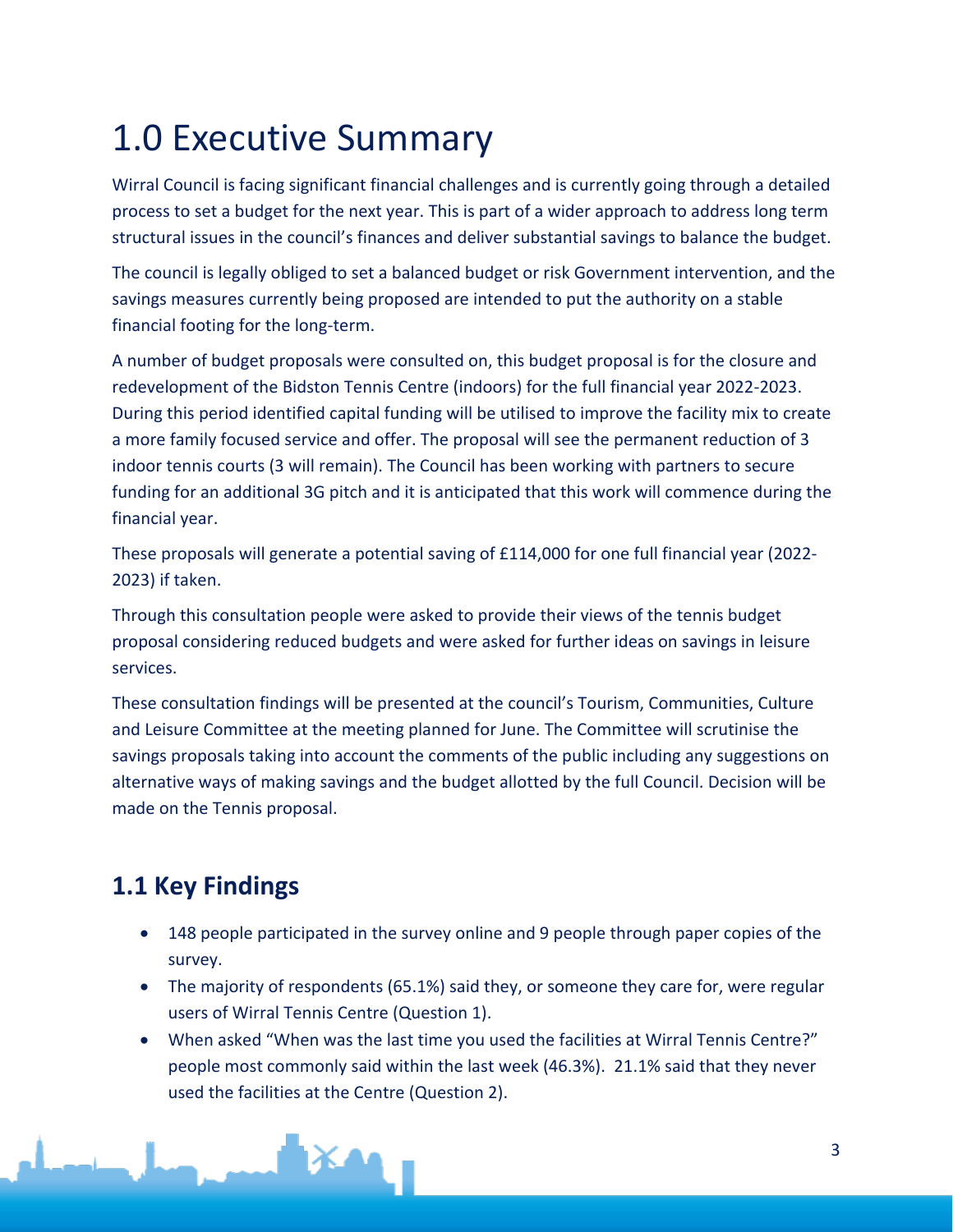# 1.0 Executive Summary

Wirral Council is facing significant financial challenges and is currently going through a detailed process to set a budget for the next year. This is part of a wider approach to address long term structural issues in the council's finances and deliver substantial savings to balance the budget.

The council is legally obliged to set a balanced budget or risk Government intervention, and the savings measures currently being proposed are intended to put the authority on a stable financial footing for the long-term.

A number of budget proposals were consulted on, this budget proposal is for the closure and redevelopment of the Bidston Tennis Centre (indoors) for the full financial year 2022-2023. During this period identified capital funding will be utilised to improve the facility mix to create a more family focused service and offer. The proposal will see the permanent reduction of 3 indoor tennis courts (3 will remain). The Council has been working with partners to secure funding for an additional 3G pitch and it is anticipated that this work will commence during the financial year.

These proposals will generate a potential saving of £114,000 for one full financial year (2022-2023) if taken.

Through this consultation people were asked to provide their views of the tennis budget proposal considering reduced budgets and were asked for further ideas on savings in leisure services.

These consultation findings will be presented at the council's Tourism, Communities, Culture and Leisure Committee at the meeting planned for June. The Committee will scrutinise the savings proposals taking into account the comments of the public including any suggestions on alternative ways of making savings and the budget allotted by the full Council. Decision will be made on the Tennis proposal.

## 1.1 Key Findings

- 148 people participated in the survey online and 9 people through paper copies of the survey.
- The majority of respondents (65.1%) said they, or someone they care for, were regular users of Wirral Tennis Centre (Question 1).
- When asked "When was the last time you used the facilities at Wirral Tennis Centre?" people most commonly said within the last week (46.3%). 21.1% said that they never used the facilities at the Centre (Question 2).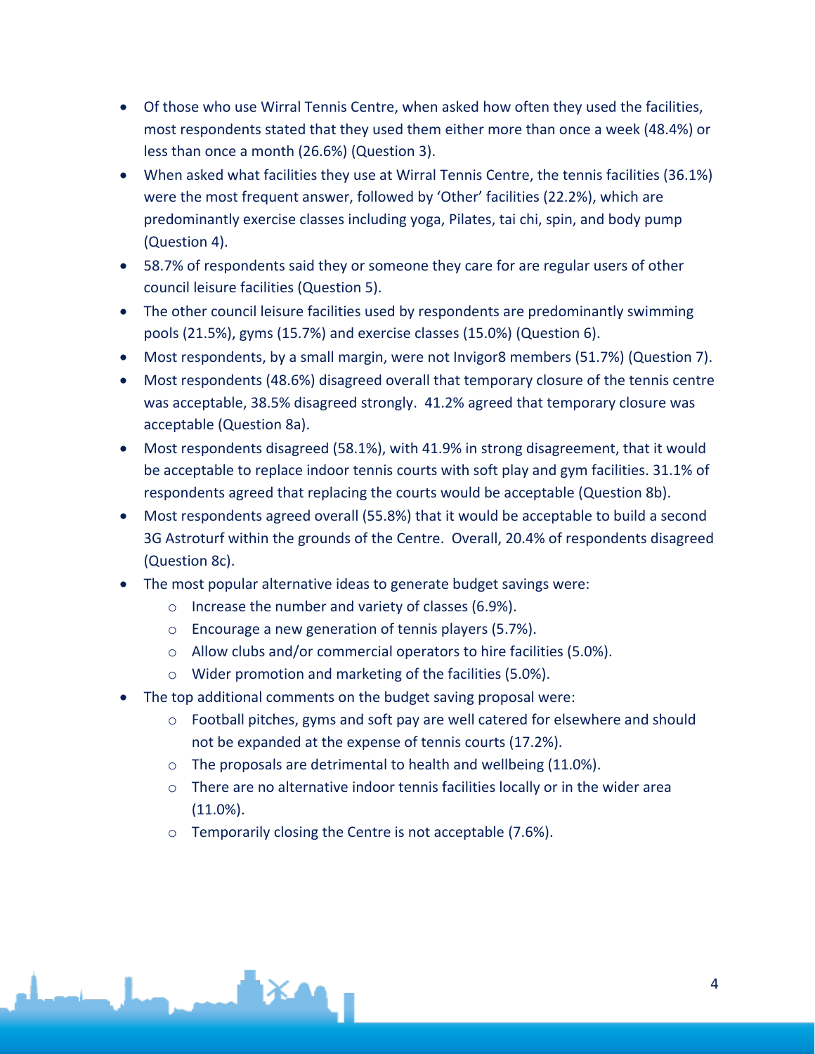- Of those who use Wirral Tennis Centre, when asked how often they used the facilities, most respondents stated that they used them either more than once a week (48.4%) or less than once a month (26.6%) (Question 3).
- When asked what facilities they use at Wirral Tennis Centre, the tennis facilities (36.1%) were the most frequent answer, followed by 'Other' facilities (22.2%), which are predominantly exercise classes including yoga, Pilates, tai chi, spin, and body pump (Question 4).
- 58.7% of respondents said they or someone they care for are regular users of other council leisure facilities (Question 5).
- The other council leisure facilities used by respondents are predominantly swimming pools (21.5%), gyms (15.7%) and exercise classes (15.0%) (Question 6).
- Most respondents, by a small margin, were not Invigor8 members (51.7%) (Question 7).
- Most respondents (48.6%) disagreed overall that temporary closure of the tennis centre was acceptable, 38.5% disagreed strongly. 41.2% agreed that temporary closure was acceptable (Question 8a).
- Most respondents disagreed (58.1%), with 41.9% in strong disagreement, that it would be acceptable to replace indoor tennis courts with soft play and gym facilities. 31.1% of respondents agreed that replacing the courts would be acceptable (Question 8b).
- Most respondents agreed overall (55.8%) that it would be acceptable to build a second 3G Astroturf within the grounds of the Centre. Overall, 20.4% of respondents disagreed (Question 8c).
- The most popular alternative ideas to generate budget savings were:
  - Increase the number and variety of classes (6.9%).
  - Encourage a new generation of tennis players (5.7%).
  - Allow clubs and/or commercial operators to hire facilities (5.0%).
  - Wider promotion and marketing of the facilities (5.0%).
- The top additional comments on the budget saving proposal were:
  - Football pitches, gyms and soft pay are well catered for elsewhere and should not be expanded at the expense of tennis courts (17.2%).
  - The proposals are detrimental to health and wellbeing (11.0%).
  - There are no alternative indoor tennis facilities locally or in the wider area (11.0%).
  - Temporarily closing the Centre is not acceptable (7.6%).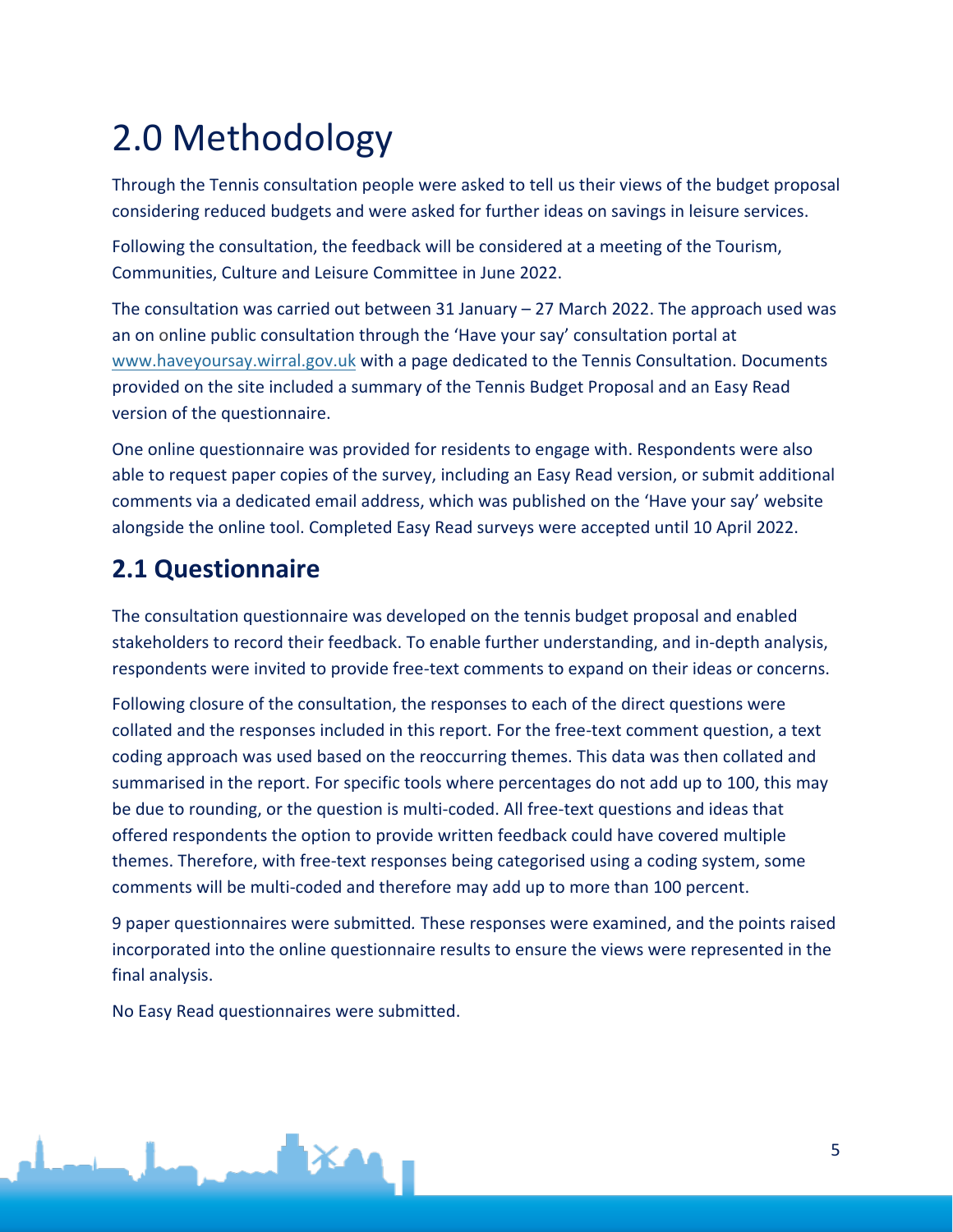# 2.0 Methodology

Through the Tennis consultation people were asked to tell us their views of the budget proposal considering reduced budgets and were asked for further ideas on savings in leisure services.

Following the consultation, the feedback will be considered at a meeting of the Tourism, Communities, Culture and Leisure Committee in June 2022.

The consultation was carried out between 31 January – 27 March 2022. The approach used was an on online public consultation through the 'Have your say' consultation portal at www.haveyoursay.wirral.gov.uk with a page dedicated to the Tennis Consultation. Documents provided on the site included a summary of the Tennis Budget Proposal and an Easy Read version of the questionnaire.

One online questionnaire was provided for residents to engage with. Respondents were also able to request paper copies of the survey, including an Easy Read version, or submit additional comments via a dedicated email address, which was published on the 'Have your say' website alongside the online tool. Completed Easy Read surveys were accepted until 10 April 2022.

## 2.1 Questionnaire

The consultation questionnaire was developed on the tennis budget proposal and enabled stakeholders to record their feedback. To enable further understanding, and in-depth analysis, respondents were invited to provide free-text comments to expand on their ideas or concerns.

Following closure of the consultation, the responses to each of the direct questions were collated and the responses included in this report. For the free-text comment question, a text coding approach was used based on the reoccurring themes. This data was then collated and summarised in the report. For specific tools where percentages do not add up to 100, this may be due to rounding, or the question is multi-coded. All free-text questions and ideas that offered respondents the option to provide written feedback could have covered multiple themes. Therefore, with free-text responses being categorised using a coding system, some comments will be multi-coded and therefore may add up to more than 100 percent.

9 paper questionnaires were submitted. These responses were examined, and the points raised incorporated into the online questionnaire results to ensure the views were represented in the final analysis.

No Easy Read questionnaires were submitted.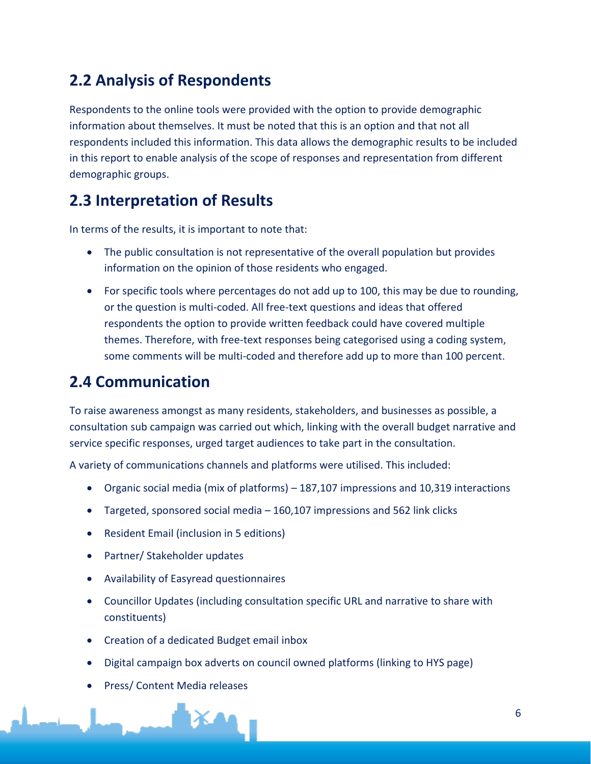## 2.2 Analysis of Respondents

Respondents to the online tools were provided with the option to provide demographic information about themselves. It must be noted that this is an option and that not all respondents included this information. This data allows the demographic results to be included in this report to enable analysis of the scope of responses and representation from different demographic groups.

## 2.3 Interpretation of Results

In terms of the results, it is important to note that:

- The public consultation is not representative of the overall population but provides information on the opinion of those residents who engaged.
- For specific tools where percentages do not add up to 100, this may be due to rounding, or the question is multi-coded. All free-text questions and ideas that offered respondents the option to provide written feedback could have covered multiple themes. Therefore, with free-text responses being categorised using a coding system, some comments will be multi-coded and therefore add up to more than 100 percent.

## 2.4 Communication

To raise awareness amongst as many residents, stakeholders, and businesses as possible, a consultation sub campaign was carried out which, linking with the overall budget narrative and service specific responses, urged target audiences to take part in the consultation.

A variety of communications channels and platforms were utilised. This included:

- Organic social media (mix of platforms) – 187,107 impressions and 10,319 interactions
- Targeted, sponsored social media – 160,107 impressions and 562 link clicks
- Resident Email (inclusion in 5 editions)
- Partner/ Stakeholder updates
- Availability of Easyread questionnaires
- Councillor Updates (including consultation specific URL and narrative to share with constituents)
- Creation of a dedicated Budget email inbox
- Digital campaign box adverts on council owned platforms (linking to HYS page)
- Press/ Content Media releases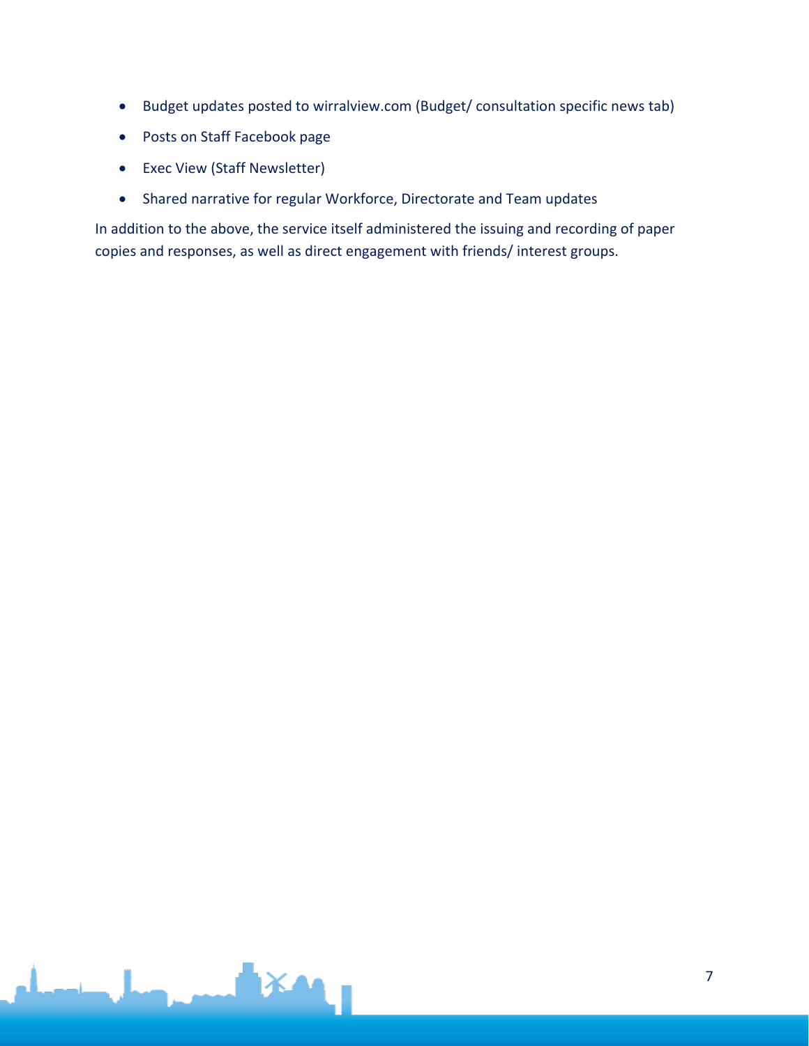- Budget updates posted to wirralview.com (Budget/ consultation specific news tab)
- Posts on Staff Facebook page
- Exec View (Staff Newsletter)
- Shared narrative for regular Workforce, Directorate and Team updates

In addition to the above, the service itself administered the issuing and recording of paper copies and responses, as well as direct engagement with friends/ interest groups.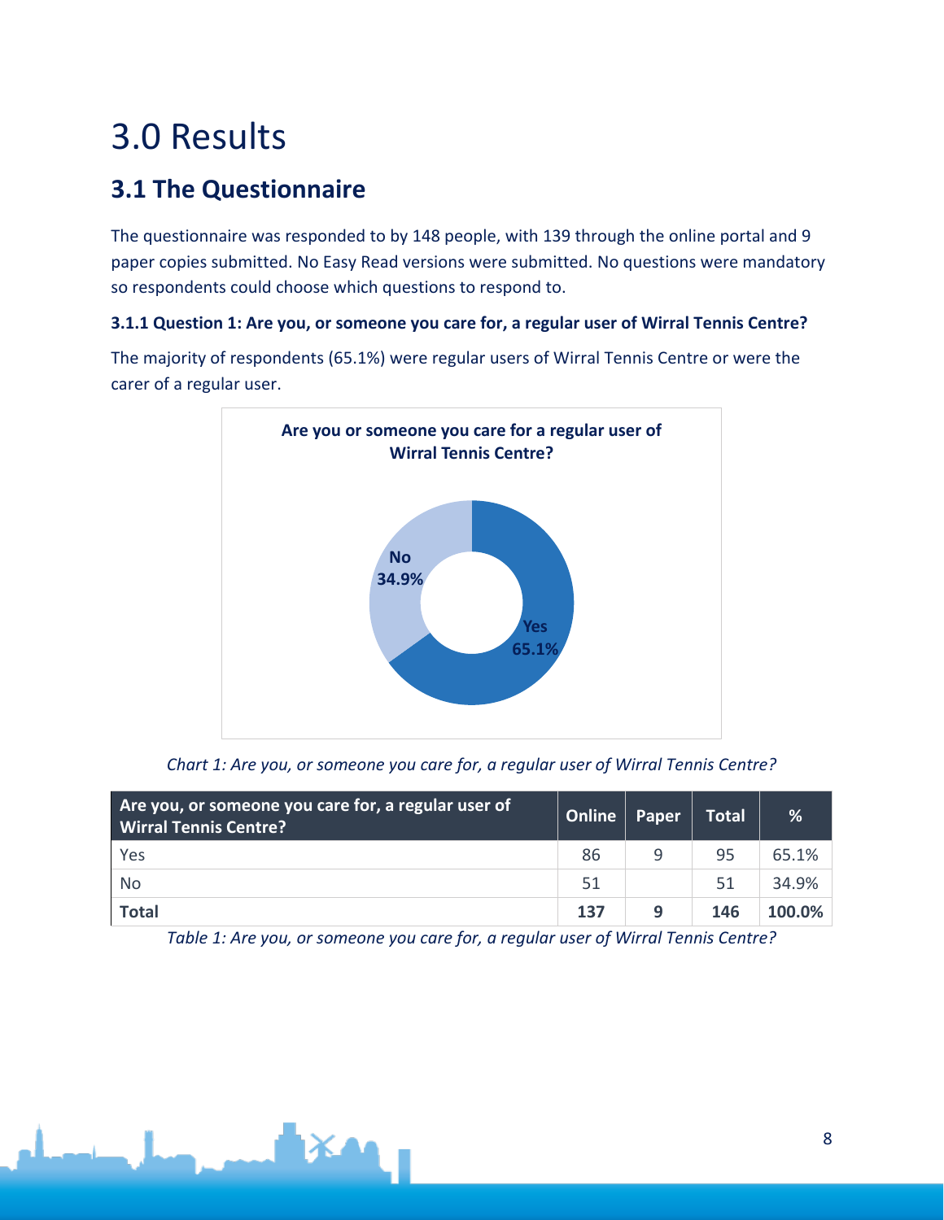# 3.0 Results

## 3.1 The Questionnaire

The questionnaire was responded to by 148 people, with 139 through the online portal and 9 paper copies submitted. No Easy Read versions were submitted. No questions were mandatory so respondents could choose which questions to respond to.

#### 3.1.1 Question 1: Are you, or someone you care for, a regular user of Wirral Tennis Centre?

The majority of respondents (65.1%) were regular users of Wirral Tennis Centre or were the carer of a regular user.

*Chart 1: Are you, or someone you care for, a regular user of Wirral Tennis Centre?*

| Are you, or someone you care for, a regular user of Wirral Tennis Centre? | Online | Paper | Total | % |
|---|---|---|---|---|
| Yes | 86 | 9 | 95 | 65.1% |
| No | 51 | | 51 | 34.9% |
| **Total** | **137** | **9** | **146** | **100.0%** |

*Table 1: Are you, or someone you care for, a regular user of Wirral Tennis Centre?*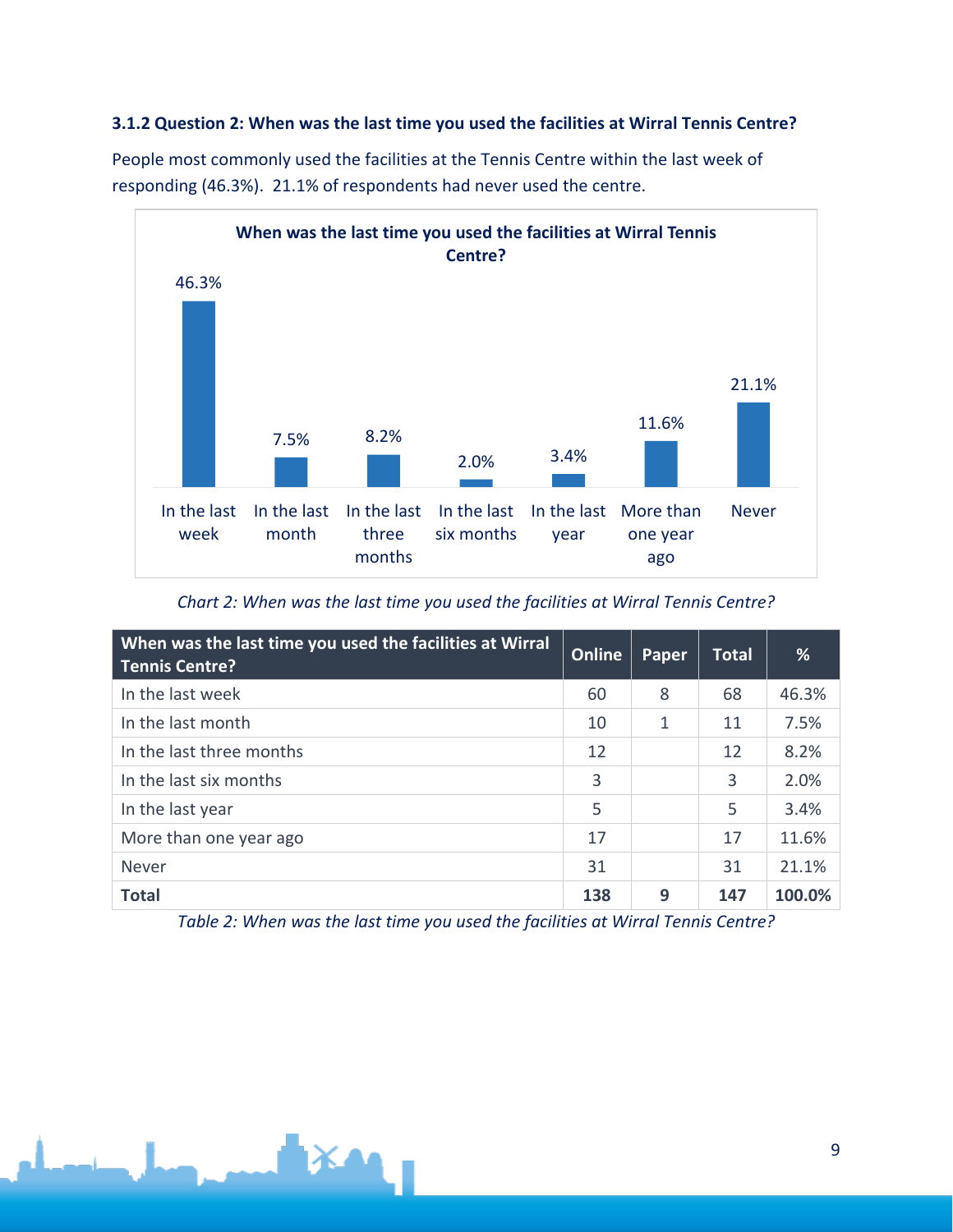### 3.1.2 Question 2: When was the last time you used the facilities at Wirral Tennis Centre?

People most commonly used the facilities at the Tennis Centre within the last week of responding (46.3%). 21.1% of respondents had never used the centre.

*Chart 2: When was the last time you used the facilities at Wirral Tennis Centre?*

| When was the last time you used the facilities at Wirral Tennis Centre? | Online | Paper | Total | % |
|---|---|---|---|---|
| In the last week | 60 | 8 | 68 | 46.3% |
| In the last month | 10 | 1 | 11 | 7.5% |
| In the last three months | 12 | | 12 | 8.2% |
| In the last six months | 3 | | 3 | 2.0% |
| In the last year | 5 | | 5 | 3.4% |
| More than one year ago | 17 | | 17 | 11.6% |
| Never | 31 | | 31 | 21.1% |
| **Total** | **138** | **9** | **147** | **100.0%** |

*Table 2: When was the last time you used the facilities at Wirral Tennis Centre?*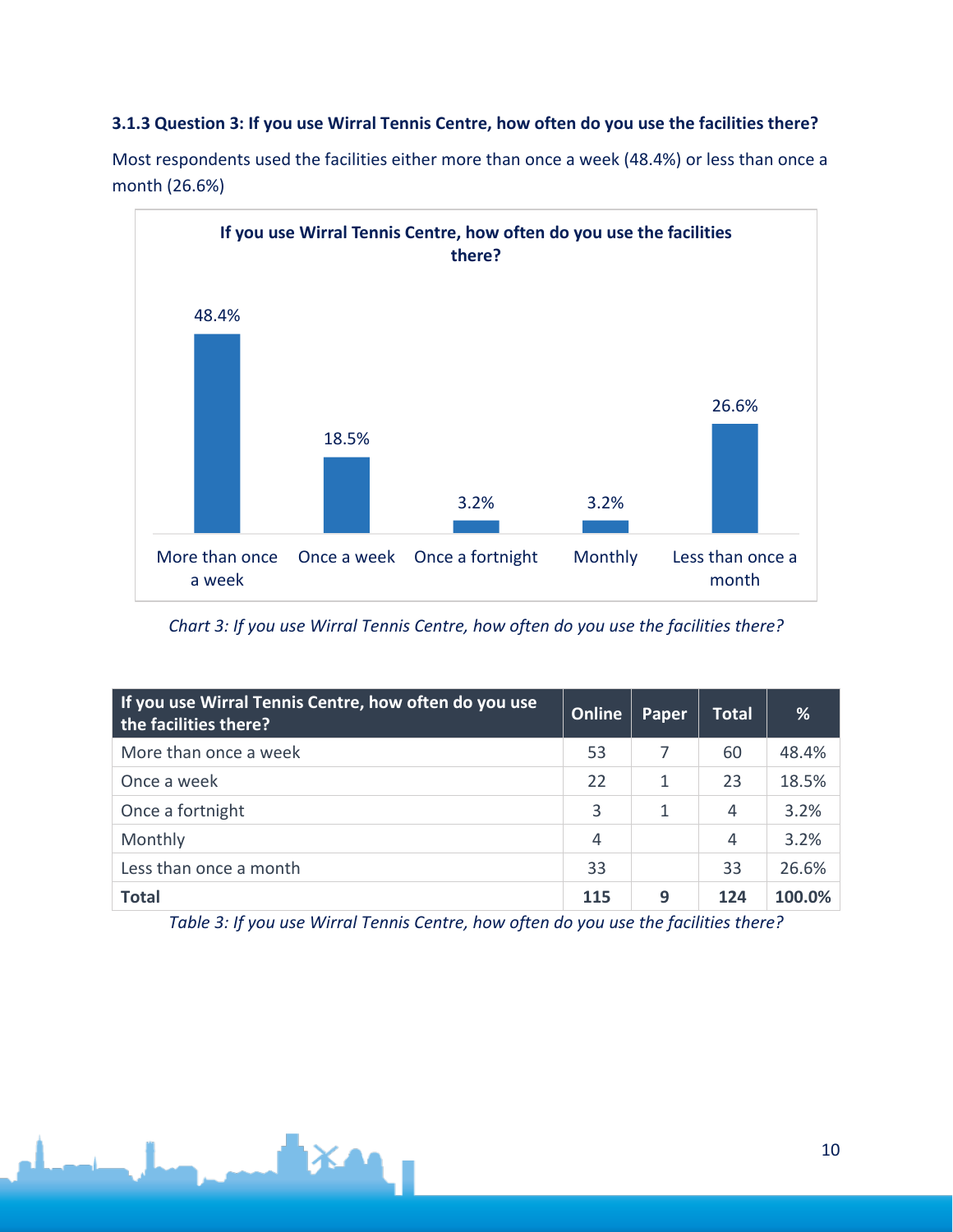### 3.1.3 Question 3: If you use Wirral Tennis Centre, how often do you use the facilities there?

Most respondents used the facilities either more than once a week (48.4%) or less than once a month (26.6%)

**If you use Wirral Tennis Centre, how often do you use the facilities there?**

| Response | % |
|---|---|
| More than once a week | 48.4% |
| Once a week | 18.5% |
| Once a fortnight | 3.2% |
| Monthly | 3.2% |
| Less than once a month | 26.6% |

*Chart 3: If you use Wirral Tennis Centre, how often do you use the facilities there?*

| If you use Wirral Tennis Centre, how often do you use the facilities there? | Online | Paper | Total | % |
|---|---|---|---|---|
| More than once a week | 53 | 7 | 60 | 48.4% |
| Once a week | 22 | 1 | 23 | 18.5% |
| Once a fortnight | 3 | 1 | 4 | 3.2% |
| Monthly | 4 | | 4 | 3.2% |
| Less than once a month | 33 | | 33 | 26.6% |
| **Total** | **115** | **9** | **124** | **100.0%** |

*Table 3: If you use Wirral Tennis Centre, how often do you use the facilities there?*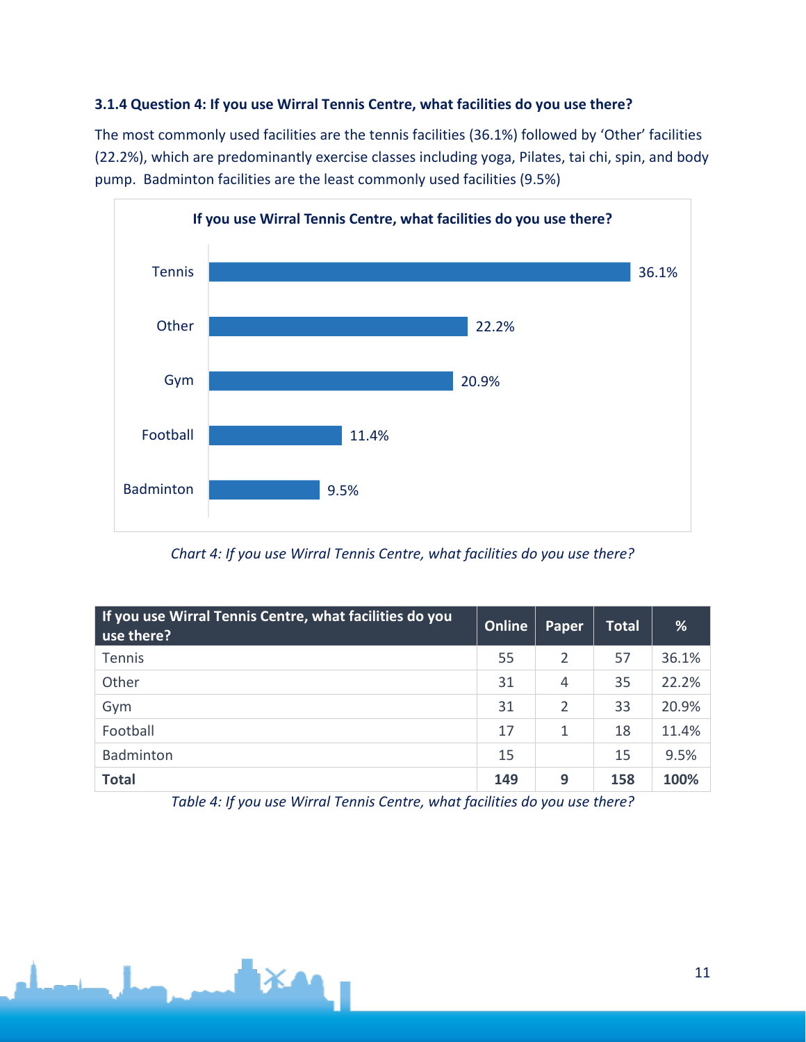### 3.1.4 Question 4: If you use Wirral Tennis Centre, what facilities do you use there?

The most commonly used facilities are the tennis facilities (36.1%) followed by 'Other' facilities (22.2%), which are predominantly exercise classes including yoga, Pilates, tai chi, spin, and body pump. Badminton facilities are the least commonly used facilities (9.5%)

**If you use Wirral Tennis Centre, what facilities do you use there?**

| Facility | % |
|---|---|
| Tennis | 36.1% |
| Other | 22.2% |
| Gym | 20.9% |
| Football | 11.4% |
| Badminton | 9.5% |

*Chart 4: If you use Wirral Tennis Centre, what facilities do you use there?*

| If you use Wirral Tennis Centre, what facilities do you use there? | Online | Paper | Total | % |
|---|---|---|---|---|
| Tennis | 55 | 2 | 57 | 36.1% |
| Other | 31 | 4 | 35 | 22.2% |
| Gym | 31 | 2 | 33 | 20.9% |
| Football | 17 | 1 | 18 | 11.4% |
| Badminton | 15 | | 15 | 9.5% |
| **Total** | **149** | **9** | **158** | **100%** |

*Table 4: If you use Wirral Tennis Centre, what facilities do you use there?*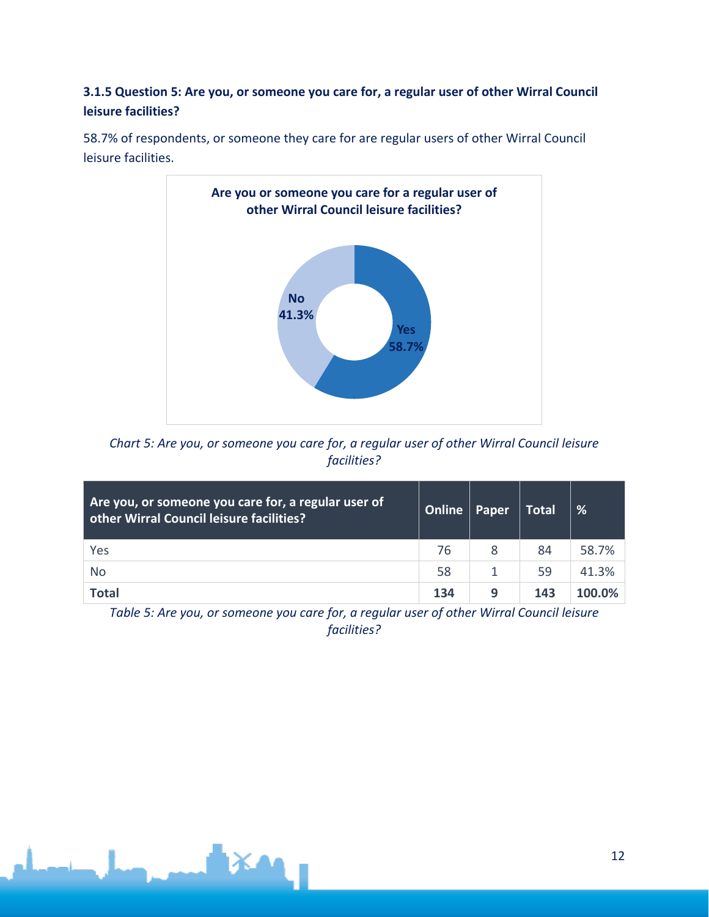### 3.1.5 Question 5: Are you, or someone you care for, a regular user of other Wirral Council leisure facilities?

58.7% of respondents, or someone they care for are regular users of other Wirral Council leisure facilities.

*Chart 5: Are you, or someone you care for, a regular user of other Wirral Council leisure facilities?*

| Are you, or someone you care for, a regular user of other Wirral Council leisure facilities? | Online | Paper | Total | % |
|---|---|---|---|---|
| Yes | 76 | 8 | 84 | 58.7% |
| No | 58 | 1 | 59 | 41.3% |
| **Total** | **134** | **9** | **143** | **100.0%** |

*Table 5: Are you, or someone you care for, a regular user of other Wirral Council leisure facilities?*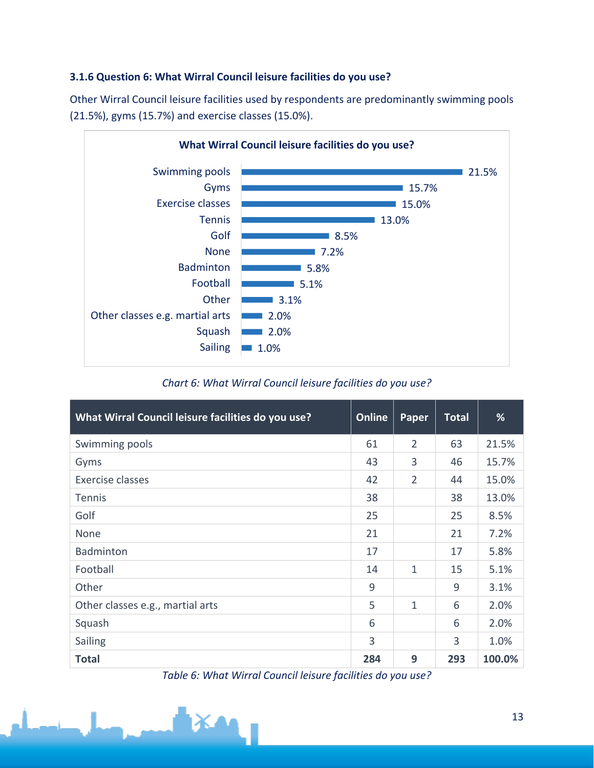### 3.1.6 Question 6: What Wirral Council leisure facilities do you use?

Other Wirral Council leisure facilities used by respondents are predominantly swimming pools (21.5%), gyms (15.7%) and exercise classes (15.0%).

*Chart 6: What Wirral Council leisure facilities do you use?*

| What Wirral Council leisure facilities do you use? | Online | Paper | Total | % |
|---|---|---|---|---|
| Swimming pools | 61 | 2 | 63 | 21.5% |
| Gyms | 43 | 3 | 46 | 15.7% |
| Exercise classes | 42 | 2 | 44 | 15.0% |
| Tennis | 38 | | 38 | 13.0% |
| Golf | 25 | | 25 | 8.5% |
| None | 21 | | 21 | 7.2% |
| Badminton | 17 | | 17 | 5.8% |
| Football | 14 | 1 | 15 | 5.1% |
| Other | 9 | | 9 | 3.1% |
| Other classes e.g., martial arts | 5 | 1 | 6 | 2.0% |
| Squash | 6 | | 6 | 2.0% |
| Sailing | 3 | | 3 | 1.0% |
| **Total** | **284** | **9** | **293** | **100.0%** |

*Table 6: What Wirral Council leisure facilities do you use?*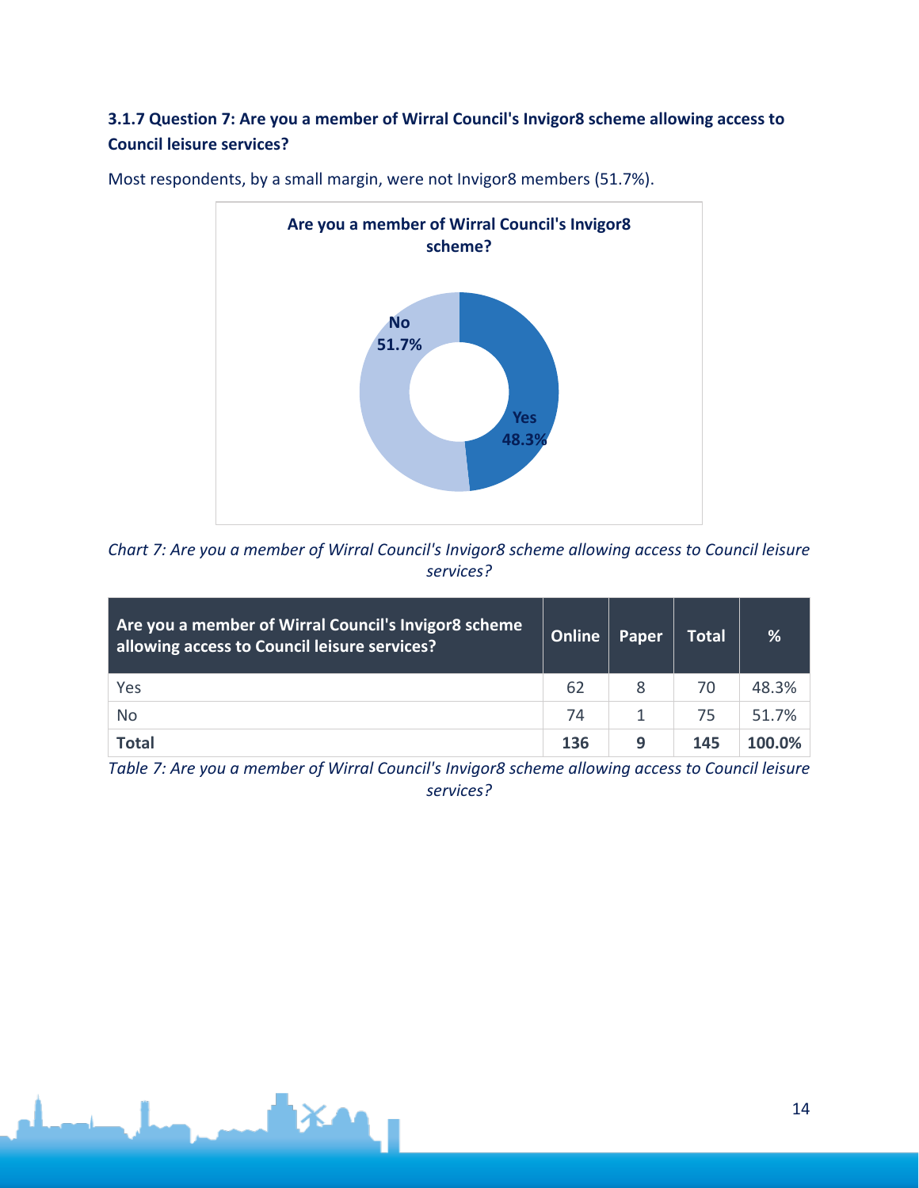### 3.1.7 Question 7: Are you a member of Wirral Council's Invigor8 scheme allowing access to Council leisure services?

Most respondents, by a small margin, were not Invigor8 members (51.7%).

*Chart 7: Are you a member of Wirral Council's Invigor8 scheme allowing access to Council leisure services?*

| Are you a member of Wirral Council's Invigor8 scheme allowing access to Council leisure services? | Online | Paper | Total | % |
|---|---|---|---|---|
| Yes | 62 | 8 | 70 | 48.3% |
| No | 74 | 1 | 75 | 51.7% |
| **Total** | **136** | **9** | **145** | **100.0%** |

*Table 7: Are you a member of Wirral Council's Invigor8 scheme allowing access to Council leisure services?*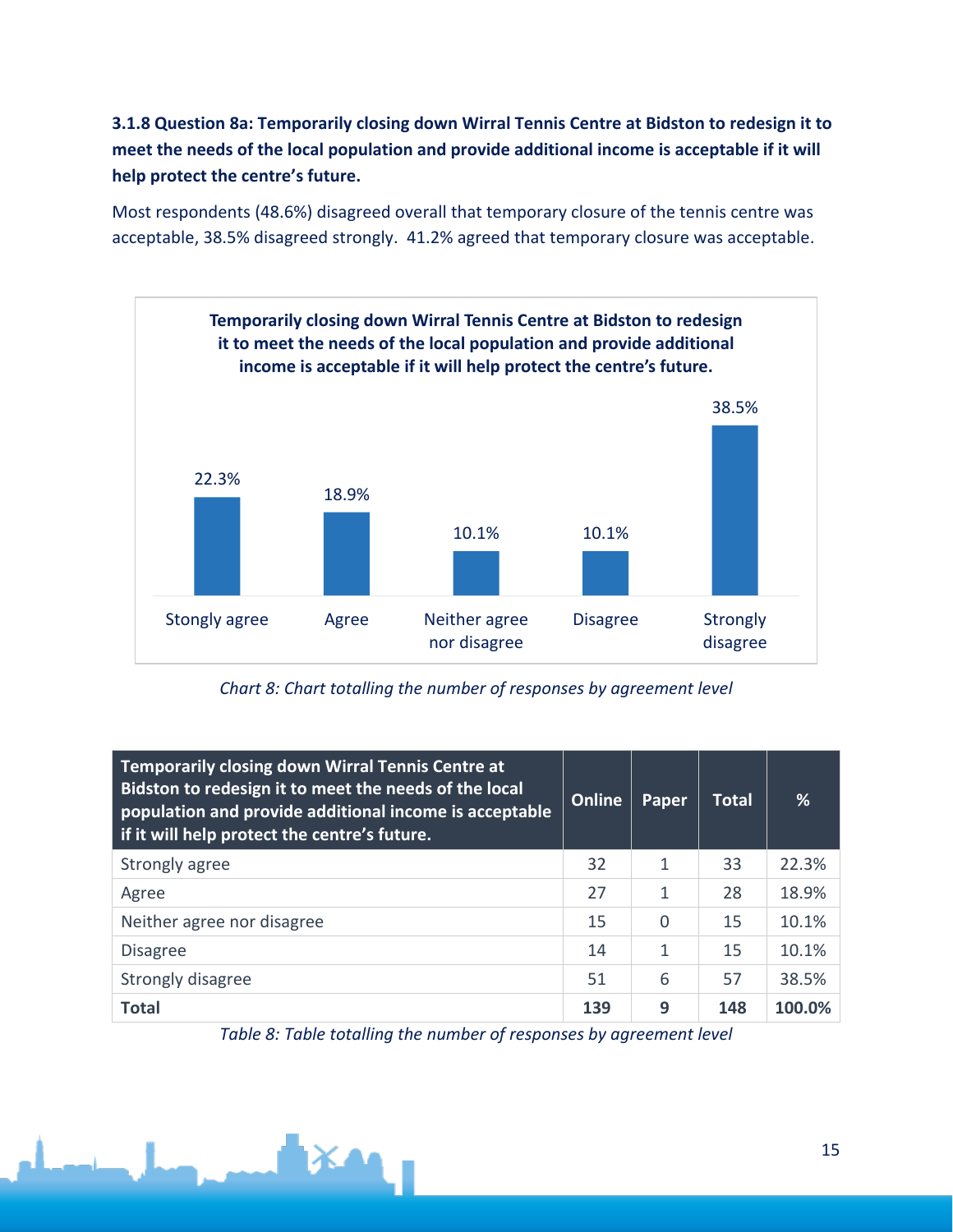### 3.1.8 Question 8a: Temporarily closing down Wirral Tennis Centre at Bidston to redesign it to meet the needs of the local population and provide additional income is acceptable if it will help protect the centre's future.

Most respondents (48.6%) disagreed overall that temporary closure of the tennis centre was acceptable, 38.5% disagreed strongly. 41.2% agreed that temporary closure was acceptable.

**Temporarily closing down Wirral Tennis Centre at Bidston to redesign it to meet the needs of the local population and provide additional income is acceptable if it will help protect the centre's future.**

| Stongly agree | Agree | Neither agree nor disagree | Disagree | Strongly disagree |
|---|---|---|---|---|
| 22.3% | 18.9% | 10.1% | 10.1% | 38.5% |

*Chart 8: Chart totalling the number of responses by agreement level*

| Temporarily closing down Wirral Tennis Centre at Bidston to redesign it to meet the needs of the local population and provide additional income is acceptable if it will help protect the centre's future. | Online | Paper | Total | % |
|---|---|---|---|---|
| Strongly agree | 32 | 1 | 33 | 22.3% |
| Agree | 27 | 1 | 28 | 18.9% |
| Neither agree nor disagree | 15 | 0 | 15 | 10.1% |
| Disagree | 14 | 1 | 15 | 10.1% |
| Strongly disagree | 51 | 6 | 57 | 38.5% |
| **Total** | **139** | **9** | **148** | **100.0%** |

*Table 8: Table totalling the number of responses by agreement level*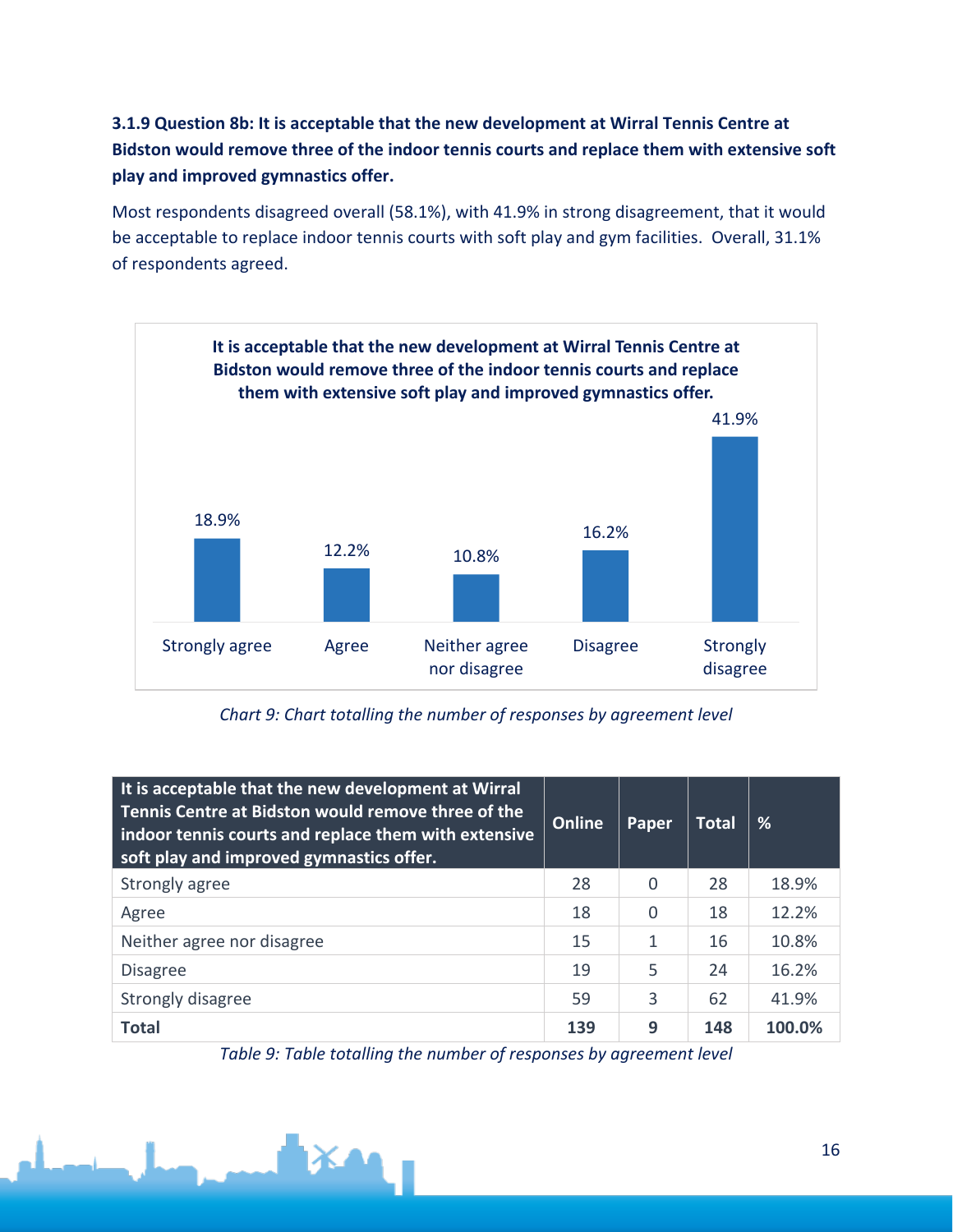### 3.1.9 Question 8b: It is acceptable that the new development at Wirral Tennis Centre at Bidston would remove three of the indoor tennis courts and replace them with extensive soft play and improved gymnastics offer.

Most respondents disagreed overall (58.1%), with 41.9% in strong disagreement, that it would be acceptable to replace indoor tennis courts with soft play and gym facilities. Overall, 31.1% of respondents agreed.

**It is acceptable that the new development at Wirral Tennis Centre at Bidston would remove three of the indoor tennis courts and replace them with extensive soft play and improved gymnastics offer.**

| Response | % |
|---|---|
| Strongly agree | 18.9% |
| Agree | 12.2% |
| Neither agree nor disagree | 10.8% |
| Disagree | 16.2% |
| Strongly disagree | 41.9% |

*Chart 9: Chart totalling the number of responses by agreement level*

| It is acceptable that the new development at Wirral Tennis Centre at Bidston would remove three of the indoor tennis courts and replace them with extensive soft play and improved gymnastics offer. | Online | Paper | Total | % |
|---|---|---|---|---|
| Strongly agree | 28 | 0 | 28 | 18.9% |
| Agree | 18 | 0 | 18 | 12.2% |
| Neither agree nor disagree | 15 | 1 | 16 | 10.8% |
| Disagree | 19 | 5 | 24 | 16.2% |
| Strongly disagree | 59 | 3 | 62 | 41.9% |
| **Total** | **139** | **9** | **148** | **100.0%** |

*Table 9: Table totalling the number of responses by agreement level*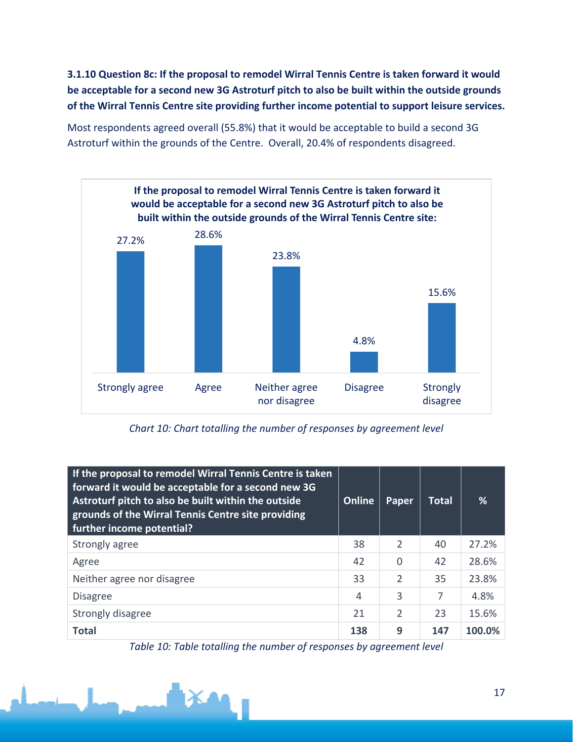### 3.1.10 Question 8c: If the proposal to remodel Wirral Tennis Centre is taken forward it would be acceptable for a second new 3G Astroturf pitch to also be built within the outside grounds of the Wirral Tennis Centre site providing further income potential to support leisure services.

Most respondents agreed overall (55.8%) that it would be acceptable to build a second 3G Astroturf within the grounds of the Centre. Overall, 20.4% of respondents disagreed.

**If the proposal to remodel Wirral Tennis Centre is taken forward it would be acceptable for a second new 3G Astroturf pitch to also be built within the outside grounds of the Wirral Tennis Centre site:**

| Strongly agree | Agree | Neither agree nor disagree | Disagree | Strongly disagree |
|---|---|---|---|---|
| 27.2% | 28.6% | 23.8% | 4.8% | 15.6% |

*Chart 10: Chart totalling the number of responses by agreement level*

| If the proposal to remodel Wirral Tennis Centre is taken forward it would be acceptable for a second new 3G Astroturf pitch to also be built within the outside grounds of the Wirral Tennis Centre site providing further income potential? | Online | Paper | Total | % |
|---|---|---|---|---|
| Strongly agree | 38 | 2 | 40 | 27.2% |
| Agree | 42 | 0 | 42 | 28.6% |
| Neither agree nor disagree | 33 | 2 | 35 | 23.8% |
| Disagree | 4 | 3 | 7 | 4.8% |
| Strongly disagree | 21 | 2 | 23 | 15.6% |
| **Total** | **138** | **9** | **147** | **100.0%** |

*Table 10: Table totalling the number of responses by agreement level*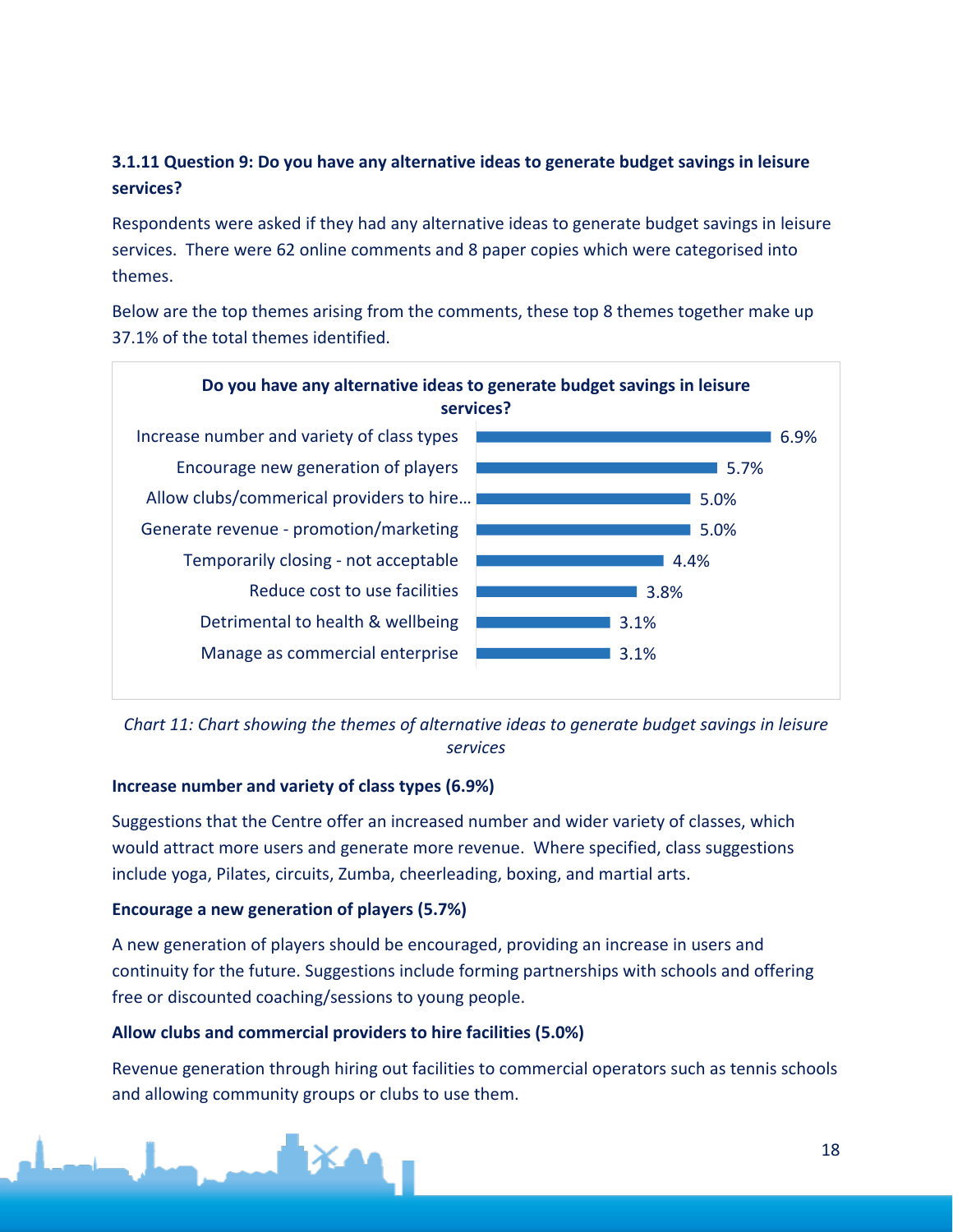### 3.1.11 Question 9: Do you have any alternative ideas to generate budget savings in leisure services?

Respondents were asked if they had any alternative ideas to generate budget savings in leisure services. There were 62 online comments and 8 paper copies which were categorised into themes.

Below are the top themes arising from the comments, these top 8 themes together make up 37.1% of the total themes identified.

**Do you have any alternative ideas to generate budget savings in leisure services?**

| Theme | % |
|---|---|
| Increase number and variety of class types | 6.9% |
| Encourage new generation of players | 5.7% |
| Allow clubs/commerical providers to hire… | 5.0% |
| Generate revenue - promotion/marketing | 5.0% |
| Temporarily closing - not acceptable | 4.4% |
| Reduce cost to use facilities | 3.8% |
| Detrimental to health & wellbeing | 3.1% |
| Manage as commercial enterprise | 3.1% |

*Chart 11: Chart showing the themes of alternative ideas to generate budget savings in leisure services*

**Increase number and variety of class types (6.9%)**

Suggestions that the Centre offer an increased number and wider variety of classes, which would attract more users and generate more revenue. Where specified, class suggestions include yoga, Pilates, circuits, Zumba, cheerleading, boxing, and martial arts.

**Encourage a new generation of players (5.7%)**

A new generation of players should be encouraged, providing an increase in users and continuity for the future. Suggestions include forming partnerships with schools and offering free or discounted coaching/sessions to young people.

**Allow clubs and commercial providers to hire facilities (5.0%)**

Revenue generation through hiring out facilities to commercial operators such as tennis schools and allowing community groups or clubs to use them.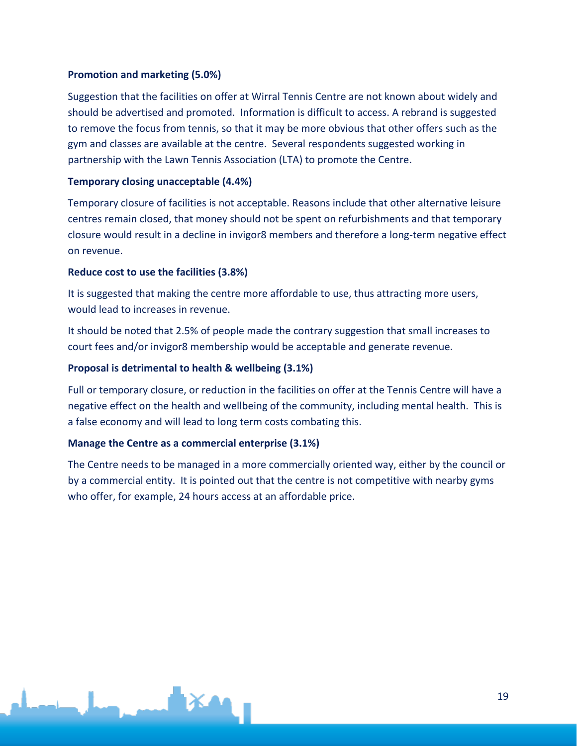**Promotion and marketing (5.0%)**

Suggestion that the facilities on offer at Wirral Tennis Centre are not known about widely and should be advertised and promoted. Information is difficult to access. A rebrand is suggested to remove the focus from tennis, so that it may be more obvious that other offers such as the gym and classes are available at the centre. Several respondents suggested working in partnership with the Lawn Tennis Association (LTA) to promote the Centre.

**Temporary closing unacceptable (4.4%)**

Temporary closure of facilities is not acceptable. Reasons include that other alternative leisure centres remain closed, that money should not be spent on refurbishments and that temporary closure would result in a decline in invigor8 members and therefore a long-term negative effect on revenue.

**Reduce cost to use the facilities (3.8%)**

It is suggested that making the centre more affordable to use, thus attracting more users, would lead to increases in revenue.

It should be noted that 2.5% of people made the contrary suggestion that small increases to court fees and/or invigor8 membership would be acceptable and generate revenue.

**Proposal is detrimental to health & wellbeing (3.1%)**

Full or temporary closure, or reduction in the facilities on offer at the Tennis Centre will have a negative effect on the health and wellbeing of the community, including mental health. This is a false economy and will lead to long term costs combating this.

**Manage the Centre as a commercial enterprise (3.1%)**

The Centre needs to be managed in a more commercially oriented way, either by the council or by a commercial entity. It is pointed out that the centre is not competitive with nearby gyms who offer, for example, 24 hours access at an affordable price.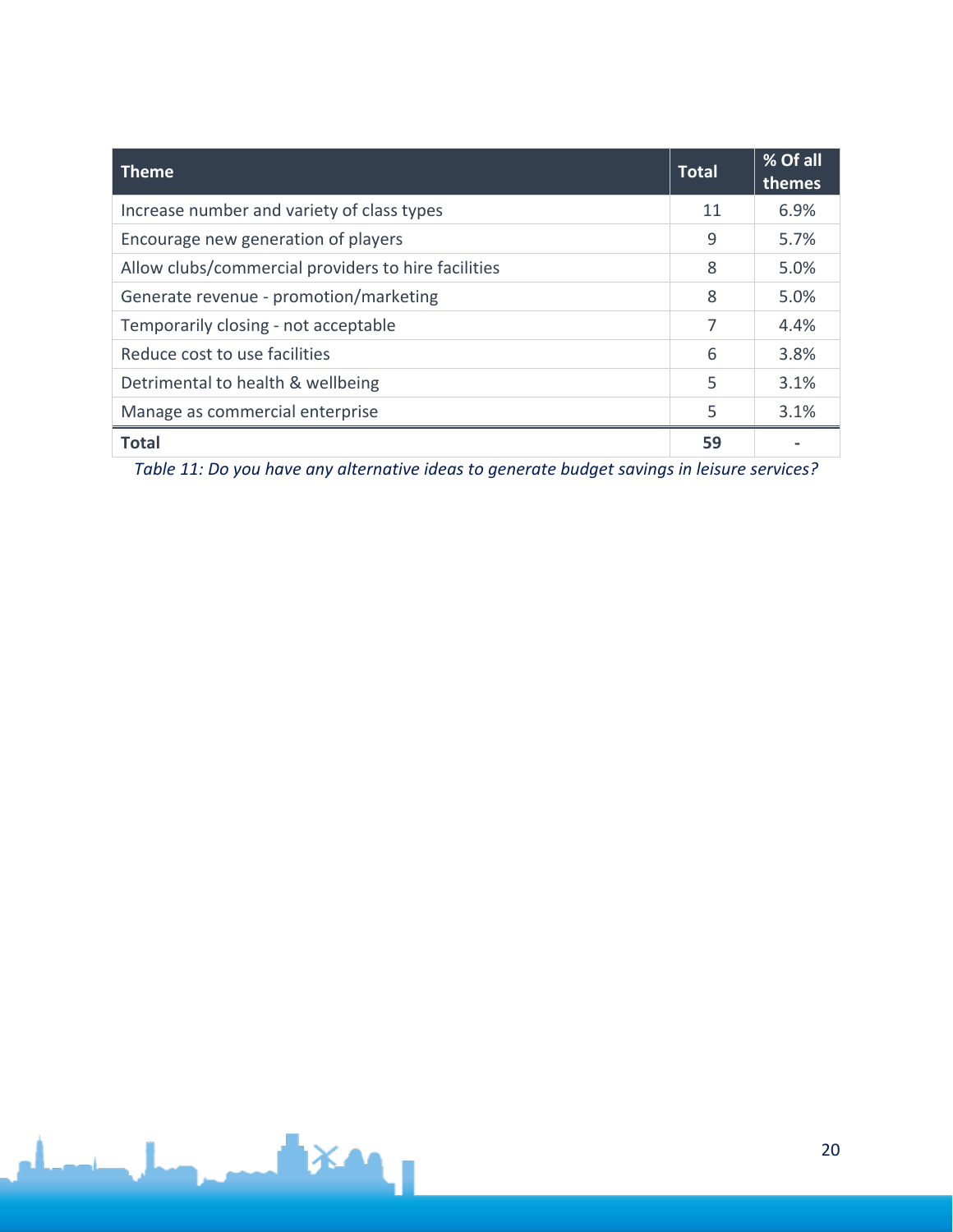| Theme | Total | % Of all themes |
|---|---|---|
| Increase number and variety of class types | 11 | 6.9% |
| Encourage new generation of players | 9 | 5.7% |
| Allow clubs/commercial providers to hire facilities | 8 | 5.0% |
| Generate revenue - promotion/marketing | 8 | 5.0% |
| Temporarily closing - not acceptable | 7 | 4.4% |
| Reduce cost to use facilities | 6 | 3.8% |
| Detrimental to health & wellbeing | 5 | 3.1% |
| Manage as commercial enterprise | 5 | 3.1% |
| **Total** | **59** | - |

*Table 11: Do you have any alternative ideas to generate budget savings in leisure services?*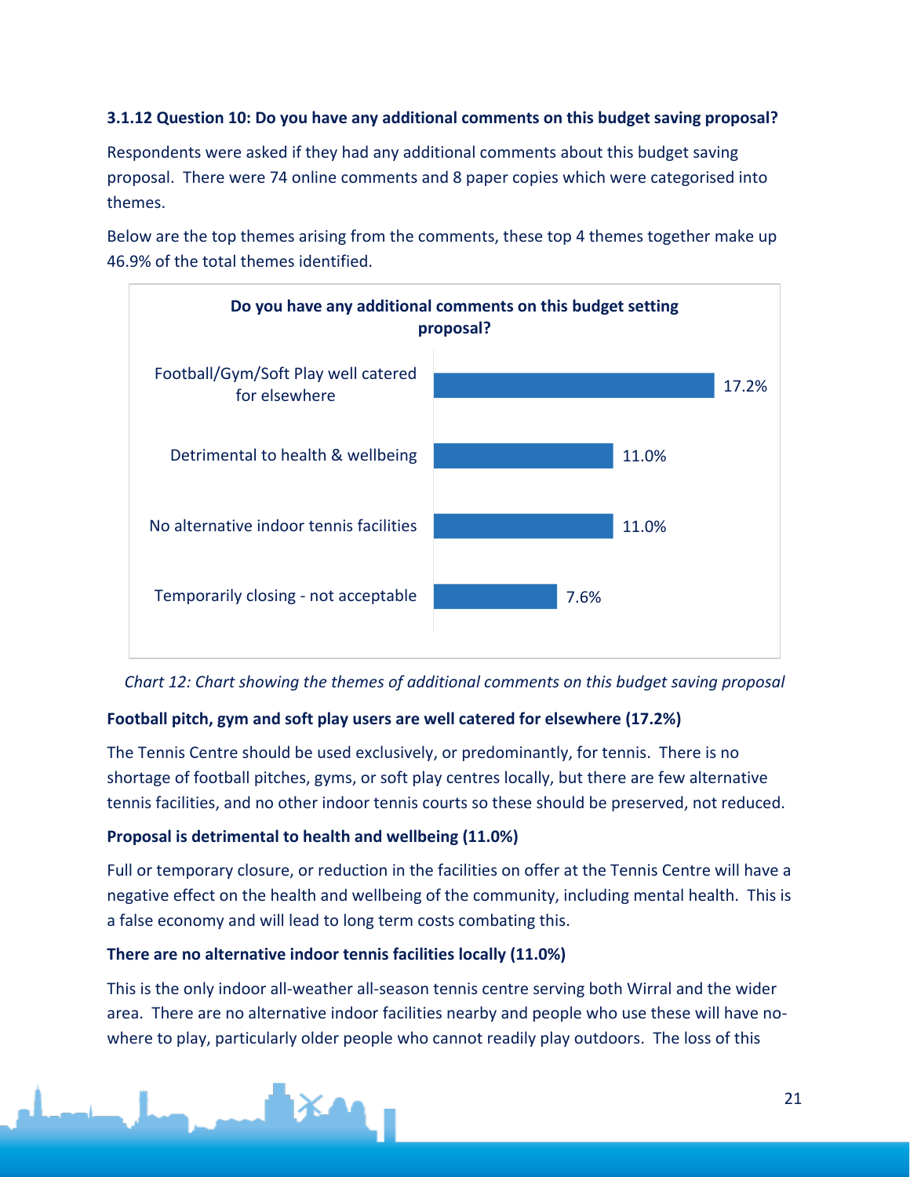#### 3.1.12 Question 10: Do you have any additional comments on this budget saving proposal?

Respondents were asked if they had any additional comments about this budget saving proposal. There were 74 online comments and 8 paper copies which were categorised into themes.

Below are the top themes arising from the comments, these top 4 themes together make up 46.9% of the total themes identified.

**Do you have any additional comments on this budget setting proposal?**

| Theme | Percentage |
|---|---|
| Football/Gym/Soft Play well catered for elsewhere | 17.2% |
| Detrimental to health & wellbeing | 11.0% |
| No alternative indoor tennis facilities | 11.0% |
| Temporarily closing - not acceptable | 7.6% |

*Chart 12: Chart showing the themes of additional comments on this budget saving proposal*

**Football pitch, gym and soft play users are well catered for elsewhere (17.2%)**

The Tennis Centre should be used exclusively, or predominantly, for tennis. There is no shortage of football pitches, gyms, or soft play centres locally, but there are few alternative tennis facilities, and no other indoor tennis courts so these should be preserved, not reduced.

**Proposal is detrimental to health and wellbeing (11.0%)**

Full or temporary closure, or reduction in the facilities on offer at the Tennis Centre will have a negative effect on the health and wellbeing of the community, including mental health. This is a false economy and will lead to long term costs combating this.

**There are no alternative indoor tennis facilities locally (11.0%)**

This is the only indoor all-weather all-season tennis centre serving both Wirral and the wider area. There are no alternative indoor facilities nearby and people who use these will have no-where to play, particularly older people who cannot readily play outdoors. The loss of this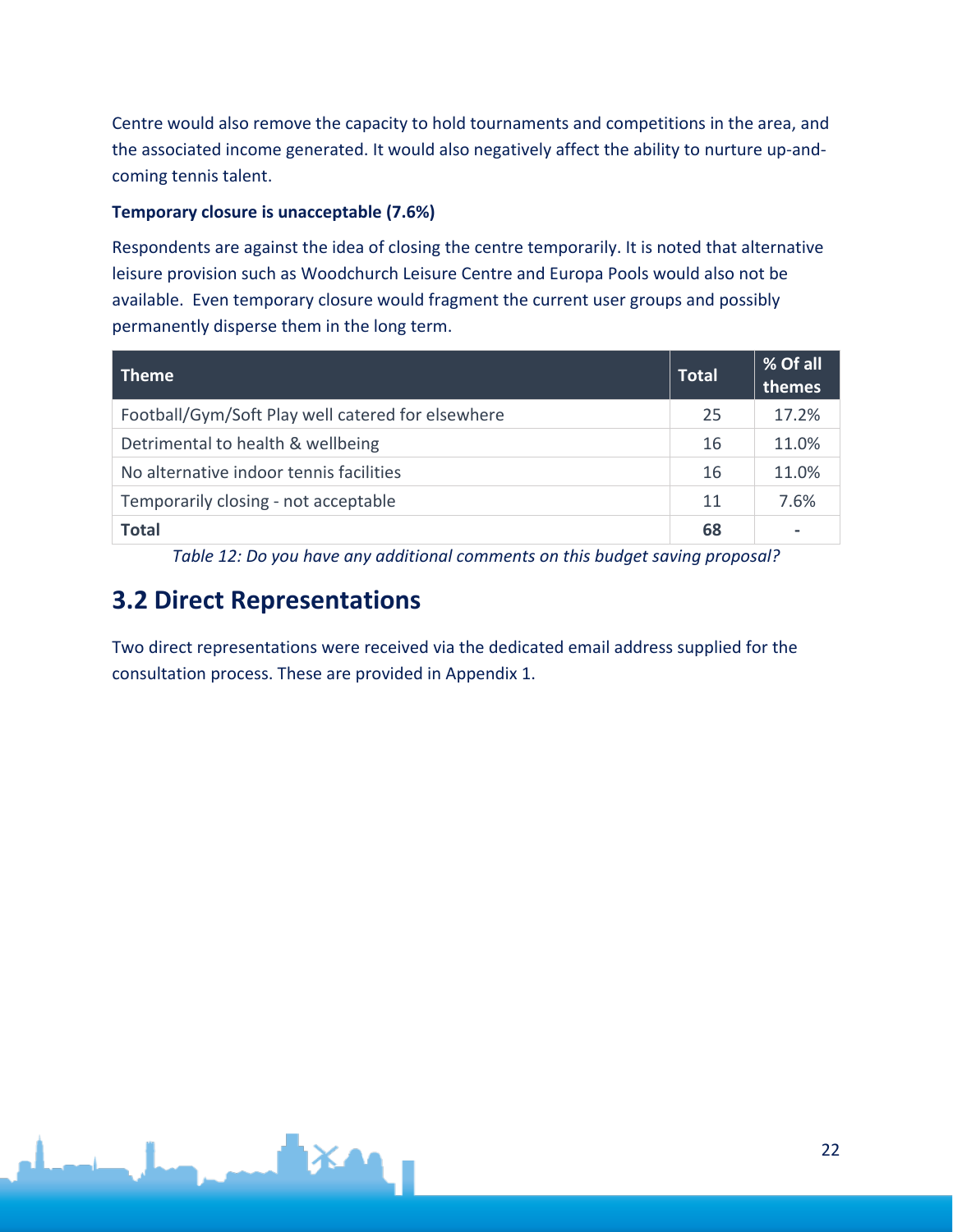Centre would also remove the capacity to hold tournaments and competitions in the area, and the associated income generated. It would also negatively affect the ability to nurture up-and-coming tennis talent.

**Temporary closure is unacceptable (7.6%)**

Respondents are against the idea of closing the centre temporarily. It is noted that alternative leisure provision such as Woodchurch Leisure Centre and Europa Pools would also not be available. Even temporary closure would fragment the current user groups and possibly permanently disperse them in the long term.

| Theme | Total | % Of all themes |
| --- | --- | --- |
| Football/Gym/Soft Play well catered for elsewhere | 25 | 17.2% |
| Detrimental to health & wellbeing | 16 | 11.0% |
| No alternative indoor tennis facilities | 16 | 11.0% |
| Temporarily closing - not acceptable | 11 | 7.6% |
| **Total** | **68** | - |

*Table 12: Do you have any additional comments on this budget saving proposal?*

## 3.2 Direct Representations

Two direct representations were received via the dedicated email address supplied for the consultation process. These are provided in Appendix 1.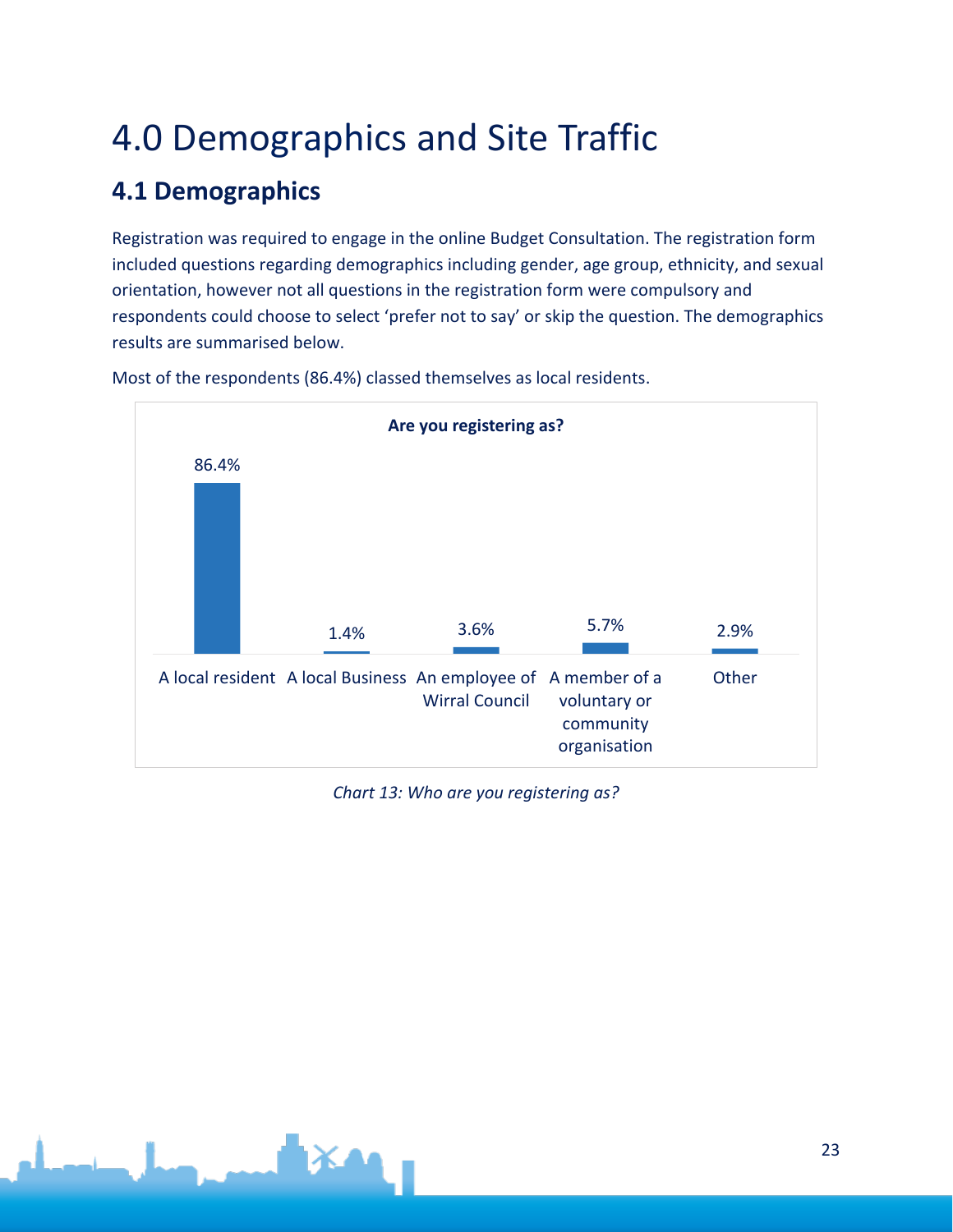# 4.0 Demographics and Site Traffic

## 4.1 Demographics

Registration was required to engage in the online Budget Consultation. The registration form included questions regarding demographics including gender, age group, ethnicity, and sexual orientation, however not all questions in the registration form were compulsory and respondents could choose to select 'prefer not to say' or skip the question. The demographics results are summarised below.

Most of the respondents (86.4%) classed themselves as local residents.

**Are you registering as?**

| Category | Percentage |
|---|---|
| A local resident | 86.4% |
| A local Business | 1.4% |
| An employee of Wirral Council | 3.6% |
| A member of a voluntary or community organisation | 5.7% |
| Other | 2.9% |

*Chart 13: Who are you registering as?*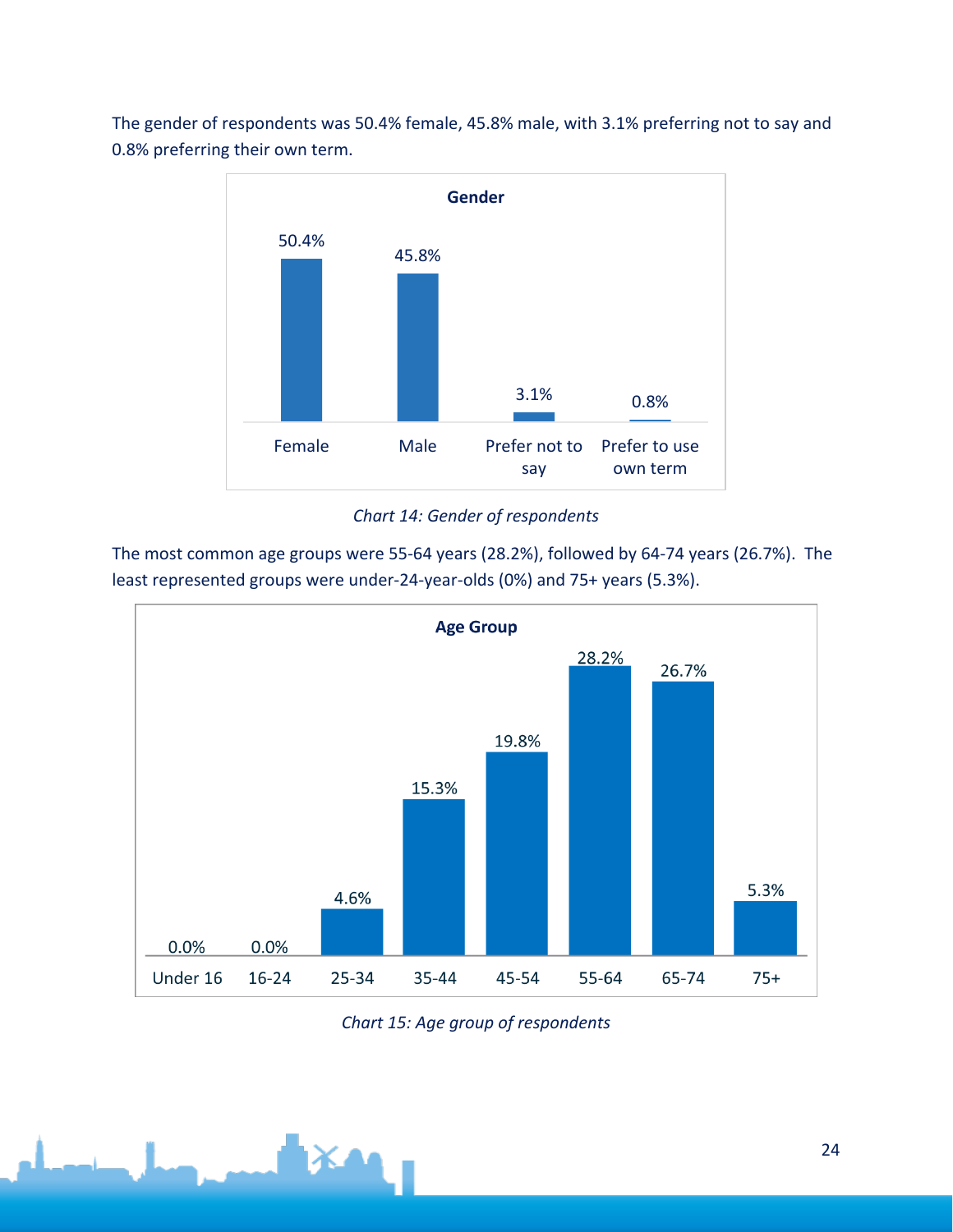The gender of respondents was 50.4% female, 45.8% male, with 3.1% preferring not to say and 0.8% preferring their own term.

| Gender | |
|---|---|
| Female | 50.4% |
| Male | 45.8% |
| Prefer not to say | 3.1% |
| Prefer to use own term | 0.8% |

*Chart 14: Gender of respondents*

The most common age groups were 55-64 years (28.2%), followed by 64-74 years (26.7%). The least represented groups were under-24-year-olds (0%) and 75+ years (5.3%).

| Age Group | |
|---|---|
| Under 16 | 0.0% |
| 16-24 | 0.0% |
| 25-34 | 4.6% |
| 35-44 | 15.3% |
| 45-54 | 19.8% |
| 55-64 | 28.2% |
| 65-74 | 26.7% |
| 75+ | 5.3% |

*Chart 15: Age group of respondents*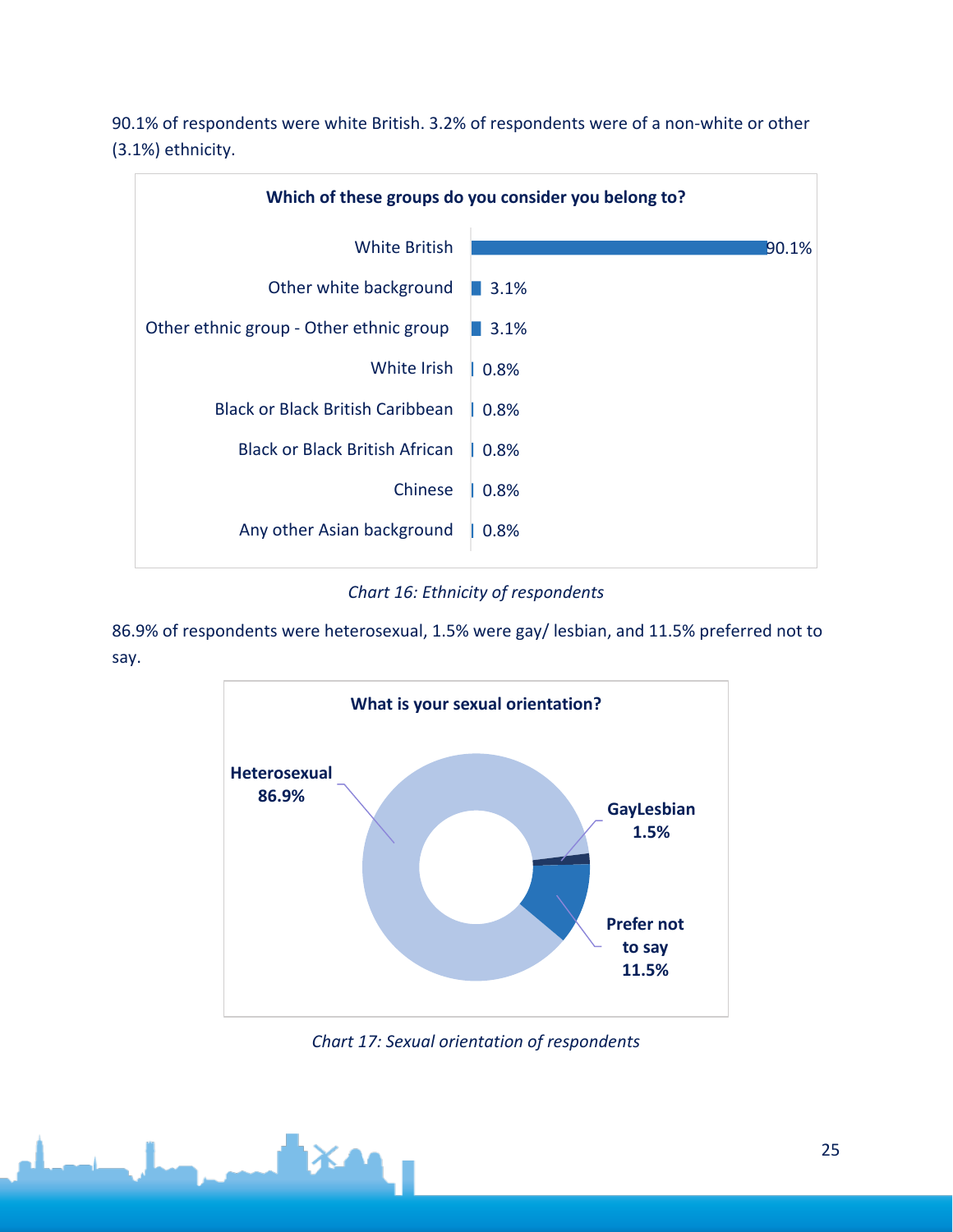90.1% of respondents were white British. 3.2% of respondents were of a non-white or other (3.1%) ethnicity.

**Which of these groups do you consider you belong to?**

| Group | Percentage |
|---|---|
| White British | 90.1% |
| Other white background | 3.1% |
| Other ethnic group - Other ethnic group | 3.1% |
| White Irish | 0.8% |
| Black or Black British Caribbean | 0.8% |
| Black or Black British African | 0.8% |
| Chinese | 0.8% |
| Any other Asian background | 0.8% |

*Chart 16: Ethnicity of respondents*

86.9% of respondents were heterosexual, 1.5% were gay/ lesbian, and 11.5% preferred not to say.

**What is your sexual orientation?**

| Sexual orientation | Percentage |
|---|---|
| Heterosexual | 86.9% |
| GayLesbian | 1.5% |
| Prefer not to say | 11.5% |

*Chart 17: Sexual orientation of respondents*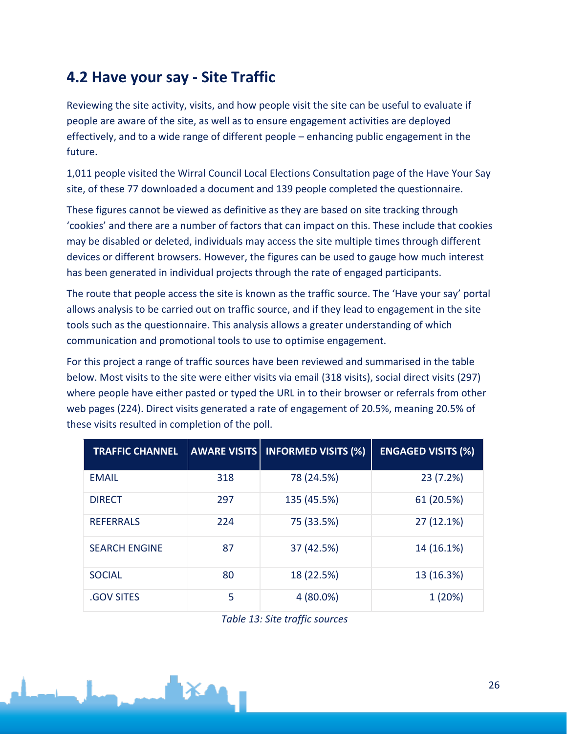## 4.2 Have your say - Site Traffic

Reviewing the site activity, visits, and how people visit the site can be useful to evaluate if people are aware of the site, as well as to ensure engagement activities are deployed effectively, and to a wide range of different people – enhancing public engagement in the future.

1,011 people visited the Wirral Council Local Elections Consultation page of the Have Your Say site, of these 77 downloaded a document and 139 people completed the questionnaire.

These figures cannot be viewed as definitive as they are based on site tracking through 'cookies' and there are a number of factors that can impact on this. These include that cookies may be disabled or deleted, individuals may access the site multiple times through different devices or different browsers. However, the figures can be used to gauge how much interest has been generated in individual projects through the rate of engaged participants.

The route that people access the site is known as the traffic source. The 'Have your say' portal allows analysis to be carried out on traffic source, and if they lead to engagement in the site tools such as the questionnaire. This analysis allows a greater understanding of which communication and promotional tools to use to optimise engagement.

For this project a range of traffic sources have been reviewed and summarised in the table below. Most visits to the site were either visits via email (318 visits), social direct visits (297) where people have either pasted or typed the URL in to their browser or referrals from other web pages (224). Direct visits generated a rate of engagement of 20.5%, meaning 20.5% of these visits resulted in completion of the poll.

| TRAFFIC CHANNEL | AWARE VISITS | INFORMED VISITS (%) | ENGAGED VISITS (%) |
|---|---|---|---|
| EMAIL | 318 | 78 (24.5%) | 23 (7.2%) |
| DIRECT | 297 | 135 (45.5%) | 61 (20.5%) |
| REFERRALS | 224 | 75 (33.5%) | 27 (12.1%) |
| SEARCH ENGINE | 87 | 37 (42.5%) | 14 (16.1%) |
| SOCIAL | 80 | 18 (22.5%) | 13 (16.3%) |
| .GOV SITES | 5 | 4 (80.0%) | 1 (20%) |

*Table 13: Site traffic sources*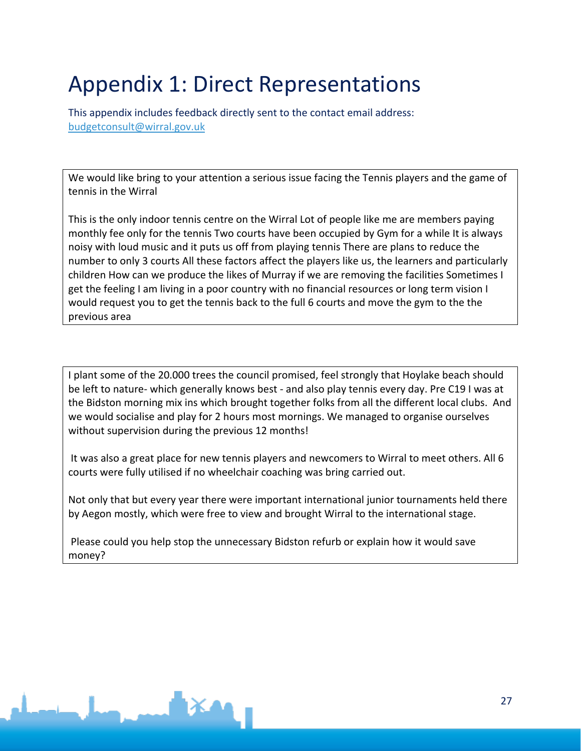# Appendix 1: Direct Representations

This appendix includes feedback directly sent to the contact email address: budgetconsult@wirral.gov.uk

We would like bring to your attention a serious issue facing the Tennis players and the game of tennis in the Wirral

This is the only indoor tennis centre on the Wirral Lot of people like me are members paying monthly fee only for the tennis Two courts have been occupied by Gym for a while It is always noisy with loud music and it puts us off from playing tennis There are plans to reduce the number to only 3 courts All these factors affect the players like us, the learners and particularly children How can we produce the likes of Murray if we are removing the facilities Sometimes I get the feeling I am living in a poor country with no financial resources or long term vision I would request you to get the tennis back to the full 6 courts and move the gym to the the previous area

---

I plant some of the 20.000 trees the council promised, feel strongly that Hoylake beach should be left to nature- which generally knows best - and also play tennis every day. Pre C19 I was at the Bidston morning mix ins which brought together folks from all the different local clubs. And we would socialise and play for 2 hours most mornings. We managed to organise ourselves without supervision during the previous 12 months!

It was also a great place for new tennis players and newcomers to Wirral to meet others. All 6 courts were fully utilised if no wheelchair coaching was bring carried out.

Not only that but every year there were important international junior tournaments held there by Aegon mostly, which were free to view and brought Wirral to the international stage.

Please could you help stop the unnecessary Bidston refurb or explain how it would save money?